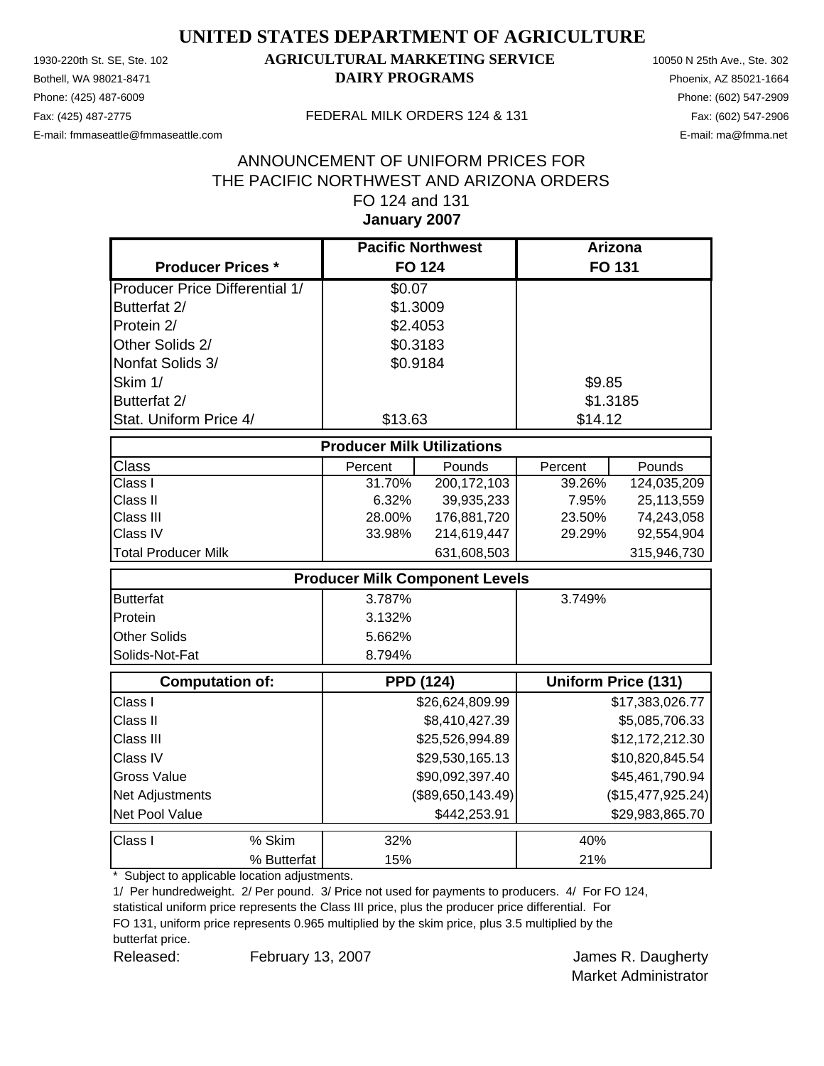# UNITED STATES DEPARTMENT OF AGRICULTURE

1930-220th St. SE, Ste. 102
Bothell, WA 98021-8471
Phone: (425) 487-6009
Fax: (425) 487-2775
E-mail: fmmaseattle@fmmaseattle.com

**AGRICULTURAL MARKETING SERVICE**
**DAIRY PROGRAMS**

FEDERAL MILK ORDERS 124 & 131

10050 N 25th Ave., Ste. 302
Phoenix, AZ 85021-1664
Phone: (602) 547-2909
Fax: (602) 547-2906
E-mail: ma@fmma.net

## ANNOUNCEMENT OF UNIFORM PRICES FOR THE PACIFIC NORTHWEST AND ARIZONA ORDERS FO 124 and 131

**January 2007**

| Producer Prices * | Pacific Northwest FO 124 | | Arizona FO 131 | |
|---|---|---|---|---|
| Producer Price Differential 1/ | $0.07 | | | |
| Butterfat 2/ | $1.3009 | | | |
| Protein 2/ | $2.4053 | | | |
| Other Solids 2/ | $0.3183 | | | |
| Nonfat Solids 3/ | $0.9184 | | | |
| Skim 1/ | | | $9.85 | |
| Butterfat 2/ | | | $1.3185 | |
| Stat. Uniform Price 4/ | $13.63 | | $14.12 | |
| **Producer Milk Utilizations** | | | | |
| Class | Percent | Pounds | Percent | Pounds |
| Class I | 31.70% | 200,172,103 | 39.26% | 124,035,209 |
| Class II | 6.32% | 39,935,233 | 7.95% | 25,113,559 |
| Class III | 28.00% | 176,881,720 | 23.50% | 74,243,058 |
| Class IV | 33.98% | 214,619,447 | 29.29% | 92,554,904 |
| Total Producer Milk | | 631,608,503 | | 315,946,730 |
| **Producer Milk Component Levels** | | | | |
| Butterfat | 3.787% | | 3.749% | |
| Protein | 3.132% | | | |
| Other Solids | 5.662% | | | |
| Solids-Not-Fat | 8.794% | | | |
| **Computation of:** | **PPD (124)** | | **Uniform Price (131)** | |
| Class I | | $26,624,809.99 | | $17,383,026.77 |
| Class II | | $8,410,427.39 | | $5,085,706.33 |
| Class III | | $25,526,994.89 | | $12,172,212.30 |
| Class IV | | $29,530,165.13 | | $10,820,845.54 |
| Gross Value | | $90,092,397.40 | | $45,461,790.94 |
| Net Adjustments | | ($89,650,143.49) | | ($15,477,925.24) |
| Net Pool Value | | $442,253.91 | | $29,983,865.70 |
| Class I % Skim | 32% | | 40% | |
| Class I % Butterfat | 15% | | 21% | |

\* Subject to applicable location adjustments.

1/ Per hundredweight. 2/ Per pound. 3/ Price not used for payments to producers. 4/ For FO 124, statistical uniform price represents the Class III price, plus the producer price differential. For FO 131, uniform price represents 0.965 multiplied by the skim price, plus 3.5 multiplied by the butterfat price.

Released: February 13, 2007

James R. Daugherty
Market Administrator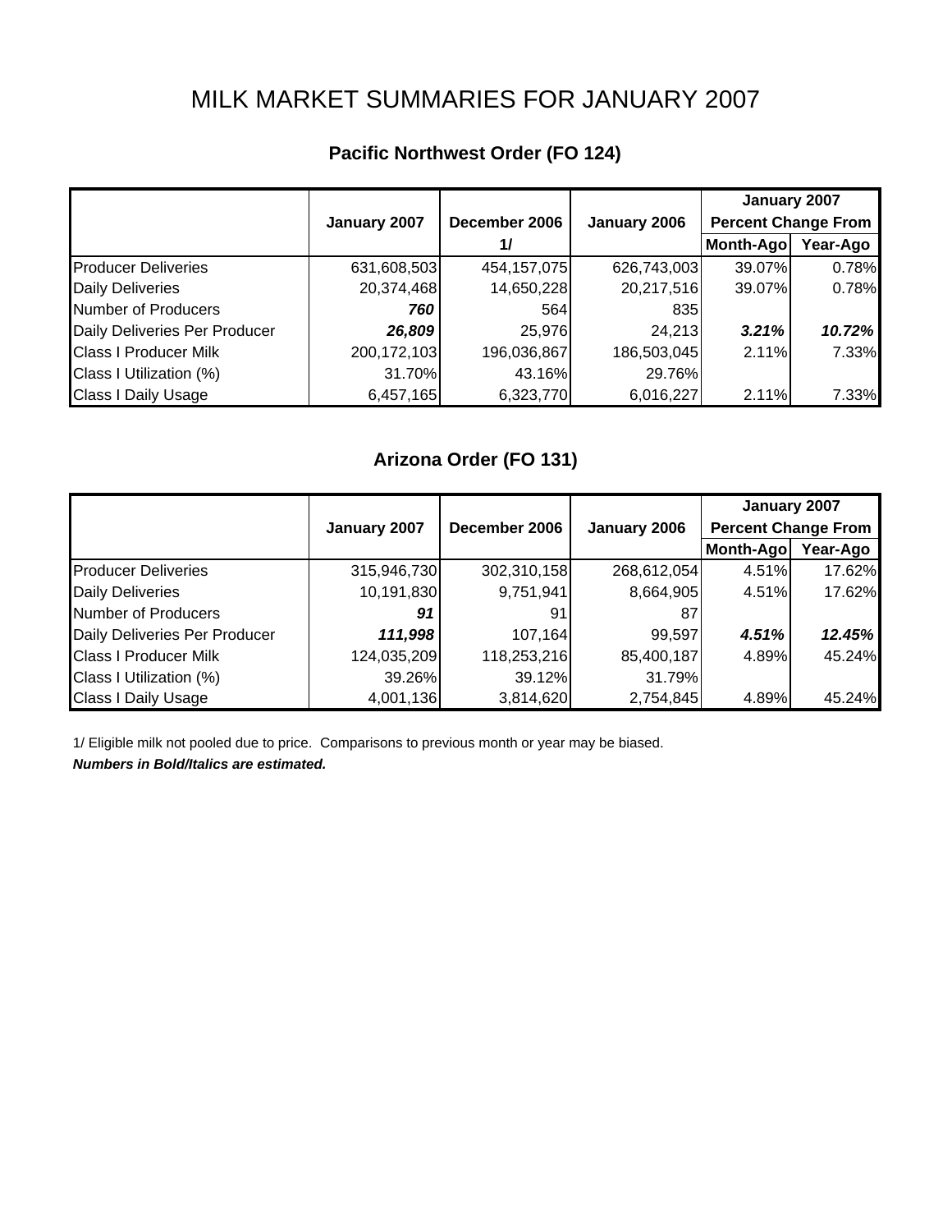# MILK MARKET SUMMARIES FOR JANUARY 2007

## Pacific Northwest Order (FO 124)

| | January 2007 | December 2006 1/ | January 2006 | January 2007 Percent Change From | |
|---|---|---|---|---|---|
| | | | | Month-Ago | Year-Ago |
| Producer Deliveries | 631,608,503 | 454,157,075 | 626,743,003 | 39.07% | 0.78% |
| Daily Deliveries | 20,374,468 | 14,650,228 | 20,217,516 | 39.07% | 0.78% |
| Number of Producers | ***760*** | 564 | 835 | | |
| Daily Deliveries Per Producer | ***26,809*** | 25,976 | 24,213 | ***3.21%*** | ***10.72%*** |
| Class I Producer Milk | 200,172,103 | 196,036,867 | 186,503,045 | 2.11% | 7.33% |
| Class I Utilization (%) | 31.70% | 43.16% | 29.76% | | |
| Class I Daily Usage | 6,457,165 | 6,323,770 | 6,016,227 | 2.11% | 7.33% |

## Arizona Order (FO 131)

| | January 2007 | December 2006 | January 2006 | January 2007 Percent Change From | |
|---|---|---|---|---|---|
| | | | | Month-Ago | Year-Ago |
| Producer Deliveries | 315,946,730 | 302,310,158 | 268,612,054 | 4.51% | 17.62% |
| Daily Deliveries | 10,191,830 | 9,751,941 | 8,664,905 | 4.51% | 17.62% |
| Number of Producers | ***91*** | 91 | 87 | | |
| Daily Deliveries Per Producer | ***111,998*** | 107,164 | 99,597 | ***4.51%*** | ***12.45%*** |
| Class I Producer Milk | 124,035,209 | 118,253,216 | 85,400,187 | 4.89% | 45.24% |
| Class I Utilization (%) | 39.26% | 39.12% | 31.79% | | |
| Class I Daily Usage | 4,001,136 | 3,814,620 | 2,754,845 | 4.89% | 45.24% |

1/ Eligible milk not pooled due to price. Comparisons to previous month or year may be biased.

***Numbers in Bold/Italics are estimated.***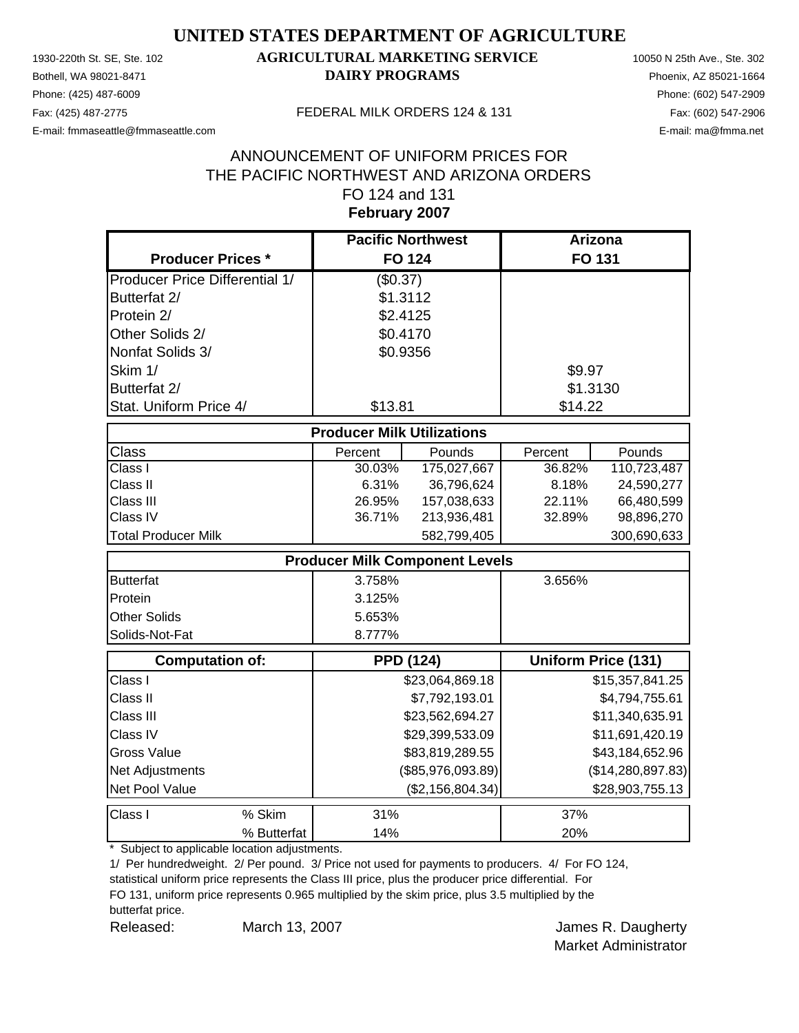# UNITED STATES DEPARTMENT OF AGRICULTURE

## AGRICULTURAL MARKETING SERVICE

## DAIRY PROGRAMS

1930-220th St. SE, Ste. 102
Bothell, WA 98021-8471
Phone: (425) 487-6009
Fax: (425) 487-2775
E-mail: fmmaseattle@fmmaseattle.com

10050 N 25th Ave., Ste. 302
Phoenix, AZ 85021-1664
Phone: (602) 547-2909
Fax: (602) 547-2906
E-mail: ma@fmma.net

FEDERAL MILK ORDERS 124 & 131

ANNOUNCEMENT OF UNIFORM PRICES FOR
THE PACIFIC NORTHWEST AND ARIZONA ORDERS
FO 124 and 131
**February 2007**

| Producer Prices * | Pacific Northwest FO 124 | | Arizona FO 131 | |
|---|---|---|---|---|
| Producer Price Differential 1/ | ($0.37) | | | |
| Butterfat 2/ | $1.3112 | | | |
| Protein 2/ | $2.4125 | | | |
| Other Solids 2/ | $0.4170 | | | |
| Nonfat Solids 3/ | $0.9356 | | | |
| Skim 1/ | | | $9.97 | |
| Butterfat 2/ | | | $1.3130 | |
| Stat. Uniform Price 4/ | $13.81 | | $14.22 | |
| **Producer Milk Utilizations** | | | | |
| Class | Percent | Pounds | Percent | Pounds |
| Class I | 30.03% | 175,027,667 | 36.82% | 110,723,487 |
| Class II | 6.31% | 36,796,624 | 8.18% | 24,590,277 |
| Class III | 26.95% | 157,038,633 | 22.11% | 66,480,599 |
| Class IV | 36.71% | 213,936,481 | 32.89% | 98,896,270 |
| Total Producer Milk | | 582,799,405 | | 300,690,633 |
| **Producer Milk Component Levels** | | | | |
| Butterfat | 3.758% | | 3.656% | |
| Protein | 3.125% | | | |
| Other Solids | 5.653% | | | |
| Solids-Not-Fat | 8.777% | | | |
| **Computation of:** | **PPD (124)** | | **Uniform Price (131)** | |
| Class I | | $23,064,869.18 | | $15,357,841.25 |
| Class II | | $7,792,193.01 | | $4,794,755.61 |
| Class III | | $23,562,694.27 | | $11,340,635.91 |
| Class IV | | $29,399,533.09 | | $11,691,420.19 |
| Gross Value | | $83,819,289.55 | | $43,184,652.96 |
| Net Adjustments | | ($85,976,093.89) | | ($14,280,897.83) |
| Net Pool Value | | ($2,156,804.34) | | $28,903,755.13 |
| Class I % Skim | 31% | | 37% | |
| Class I % Butterfat | 14% | | 20% | |

\* Subject to applicable location adjustments.

1/ Per hundredweight. 2/ Per pound. 3/ Price not used for payments to producers. 4/ For FO 124, statistical uniform price represents the Class III price, plus the producer price differential. For FO 131, uniform price represents 0.965 multiplied by the skim price, plus 3.5 multiplied by the butterfat price.

Released: March 13, 2007

James R. Daugherty
Market Administrator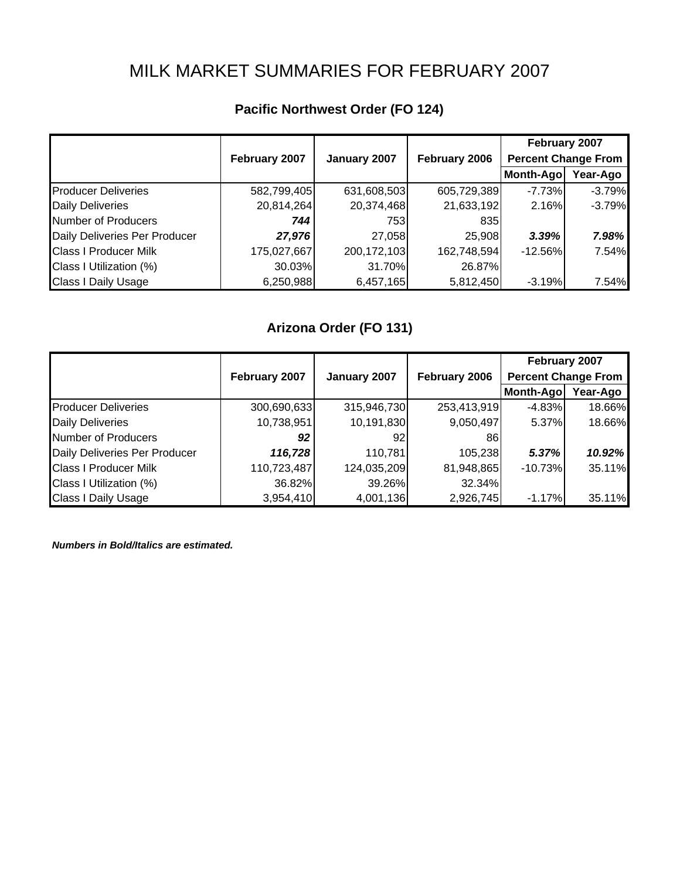# MILK MARKET SUMMARIES FOR FEBRUARY 2007

## Pacific Northwest Order (FO 124)

| | February 2007 | January 2007 | February 2006 | February 2007 Percent Change From | |
|---|---|---|---|---|---|
| | | | | Month-Ago | Year-Ago |
| Producer Deliveries | 582,799,405 | 631,608,503 | 605,729,389 | -7.73% | -3.79% |
| Daily Deliveries | 20,814,264 | 20,374,468 | 21,633,192 | 2.16% | -3.79% |
| Number of Producers | ***744*** | 753 | 835 | | |
| Daily Deliveries Per Producer | ***27,976*** | 27,058 | 25,908 | ***3.39%*** | ***7.98%*** |
| Class I Producer Milk | 175,027,667 | 200,172,103 | 162,748,594 | -12.56% | 7.54% |
| Class I Utilization (%) | 30.03% | 31.70% | 26.87% | | |
| Class I Daily Usage | 6,250,988 | 6,457,165 | 5,812,450 | -3.19% | 7.54% |

## Arizona Order (FO 131)

| | February 2007 | January 2007 | February 2006 | February 2007 Percent Change From | |
|---|---|---|---|---|---|
| | | | | Month-Ago | Year-Ago |
| Producer Deliveries | 300,690,633 | 315,946,730 | 253,413,919 | -4.83% | 18.66% |
| Daily Deliveries | 10,738,951 | 10,191,830 | 9,050,497 | 5.37% | 18.66% |
| Number of Producers | ***92*** | 92 | 86 | | |
| Daily Deliveries Per Producer | ***116,728*** | 110,781 | 105,238 | ***5.37%*** | ***10.92%*** |
| Class I Producer Milk | 110,723,487 | 124,035,209 | 81,948,865 | -10.73% | 35.11% |
| Class I Utilization (%) | 36.82% | 39.26% | 32.34% | | |
| Class I Daily Usage | 3,954,410 | 4,001,136 | 2,926,745 | -1.17% | 35.11% |

***Numbers in Bold/Italics are estimated.***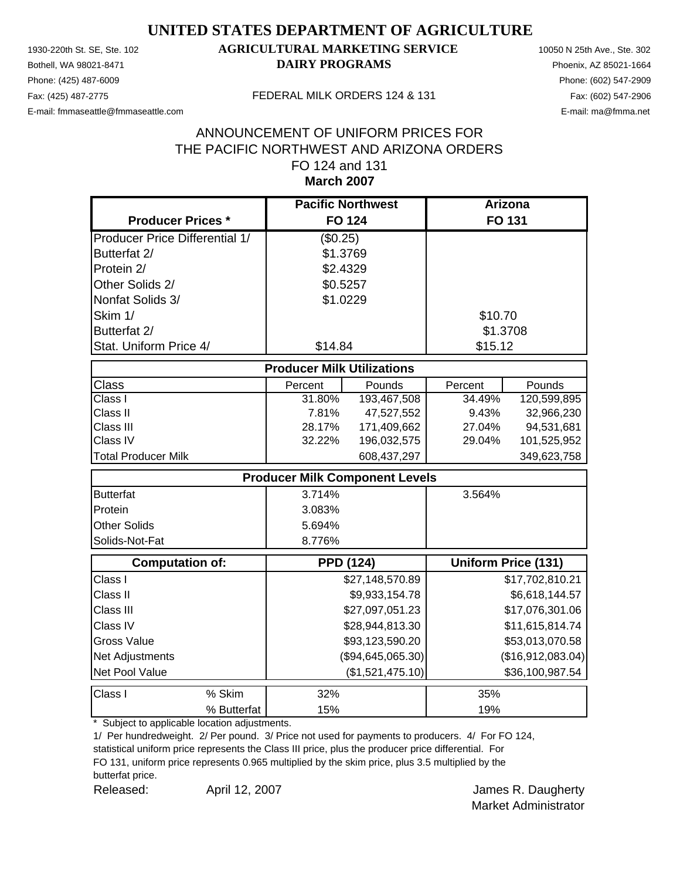# UNITED STATES DEPARTMENT OF AGRICULTURE

1930-220th St. SE, Ste. 102
Bothell, WA 98021-8471
Phone: (425) 487-6009
Fax: (425) 487-2775
E-mail: fmmaseattle@fmmaseattle.com

**AGRICULTURAL MARKETING SERVICE**
**DAIRY PROGRAMS**

FEDERAL MILK ORDERS 124 & 131

10050 N 25th Ave., Ste. 302
Phoenix, AZ 85021-1664
Phone: (602) 547-2909
Fax: (602) 547-2906
E-mail: ma@fmma.net

## ANNOUNCEMENT OF UNIFORM PRICES FOR THE PACIFIC NORTHWEST AND ARIZONA ORDERS FO 124 and 131

**March 2007**

| Producer Prices * | Pacific Northwest FO 124 | Arizona FO 131 |
|---|---|---|
| Producer Price Differential 1/ | ($0.25) | |
| Butterfat 2/ | $1.3769 | |
| Protein 2/ | $2.4329 | |
| Other Solids 2/ | $0.5257 | |
| Nonfat Solids 3/ | $1.0229 | |
| Skim 1/ | | $10.70 |
| Butterfat 2/ | | $1.3708 |
| Stat. Uniform Price 4/ | $14.84 | $15.12 |

**Producer Milk Utilizations**

| Class | FO 124 Percent | FO 124 Pounds | FO 131 Percent | FO 131 Pounds |
|---|---|---|---|---|
| Class I | 31.80% | 193,467,508 | 34.49% | 120,599,895 |
| Class II | 7.81% | 47,527,552 | 9.43% | 32,966,230 |
| Class III | 28.17% | 171,409,662 | 27.04% | 94,531,681 |
| Class IV | 32.22% | 196,032,575 | 29.04% | 101,525,952 |
| Total Producer Milk | | 608,437,297 | | 349,623,758 |

**Producer Milk Component Levels**

| Component | FO 124 | FO 131 |
|---|---|---|
| Butterfat | 3.714% | 3.564% |
| Protein | 3.083% | |
| Other Solids | 5.694% | |
| Solids-Not-Fat | 8.776% | |

| Computation of: | PPD (124) | Uniform Price (131) |
|---|---|---|
| Class I | $27,148,570.89 | $17,702,810.21 |
| Class II | $9,933,154.78 | $6,618,144.57 |
| Class III | $27,097,051.23 | $17,076,301.06 |
| Class IV | $28,944,813.30 | $11,615,814.74 |
| Gross Value | $93,123,590.20 | $53,013,070.58 |
| Net Adjustments | ($94,645,065.30) | ($16,912,083.04) |
| Net Pool Value | ($1,521,475.10) | $36,100,987.54 |

| Class I | | FO 124 | FO 131 |
|---|---|---|---|
| | % Skim | 32% | 35% |
| | % Butterfat | 15% | 19% |

\* Subject to applicable location adjustments.

1/ Per hundredweight. 2/ Per pound. 3/ Price not used for payments to producers. 4/ For FO 124, statistical uniform price represents the Class III price, plus the producer price differential. For FO 131, uniform price represents 0.965 multiplied by the skim price, plus 3.5 multiplied by the butterfat price.

Released: April 12, 2007

James R. Daugherty
Market Administrator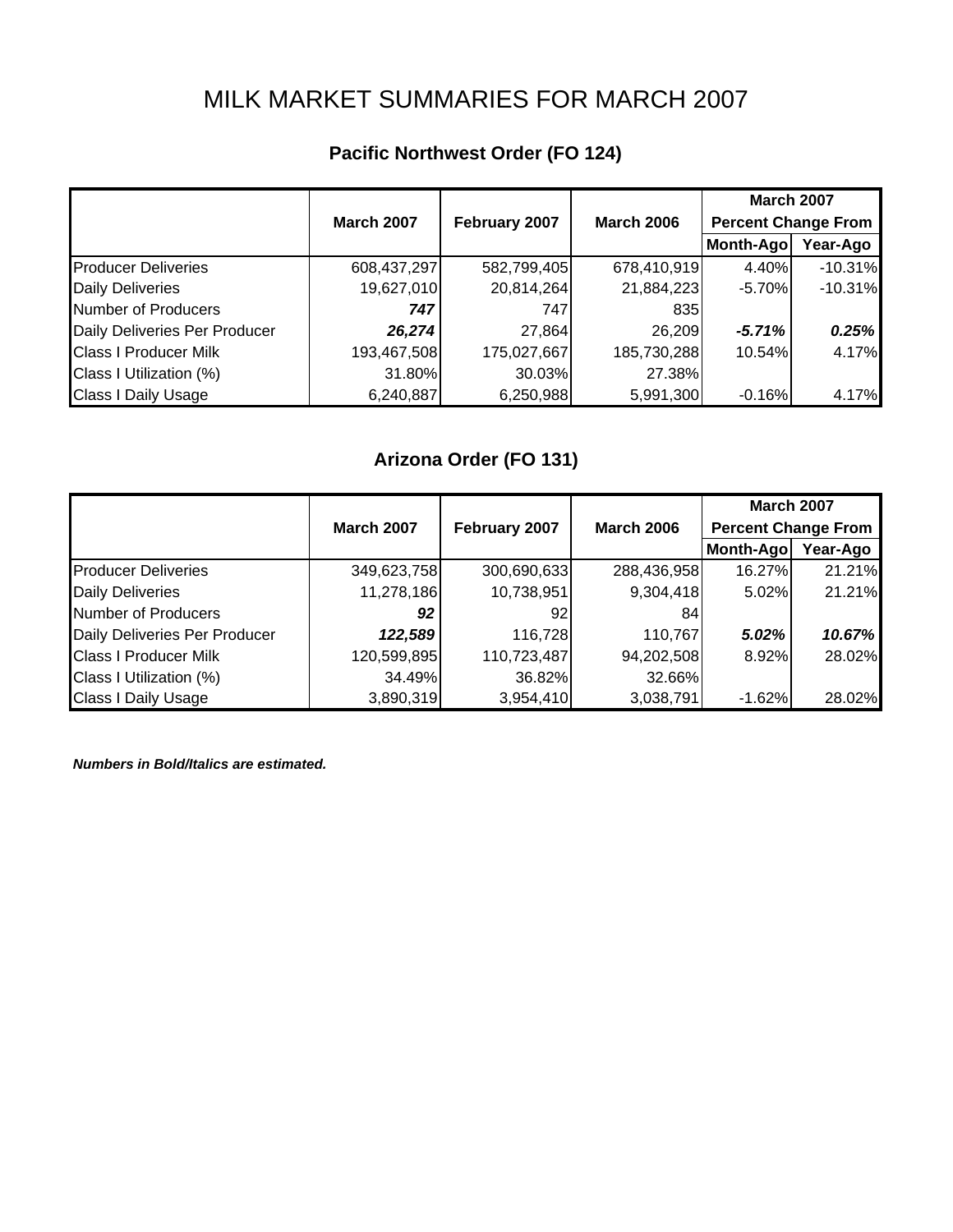# MILK MARKET SUMMARIES FOR MARCH 2007

## Pacific Northwest Order (FO 124)

| | March 2007 | February 2007 | March 2006 | March 2007 Percent Change From | |
|---|---|---|---|---|---|
| | | | | Month-Ago | Year-Ago |
| Producer Deliveries | 608,437,297 | 582,799,405 | 678,410,919 | 4.40% | -10.31% |
| Daily Deliveries | 19,627,010 | 20,814,264 | 21,884,223 | -5.70% | -10.31% |
| Number of Producers | ***747*** | 747 | 835 | | |
| Daily Deliveries Per Producer | ***26,274*** | 27,864 | 26,209 | ***-5.71%*** | ***0.25%*** |
| Class I Producer Milk | 193,467,508 | 175,027,667 | 185,730,288 | 10.54% | 4.17% |
| Class I Utilization (%) | 31.80% | 30.03% | 27.38% | | |
| Class I Daily Usage | 6,240,887 | 6,250,988 | 5,991,300 | -0.16% | 4.17% |

## Arizona Order (FO 131)

| | March 2007 | February 2007 | March 2006 | March 2007 Percent Change From | |
|---|---|---|---|---|---|
| | | | | Month-Ago | Year-Ago |
| Producer Deliveries | 349,623,758 | 300,690,633 | 288,436,958 | 16.27% | 21.21% |
| Daily Deliveries | 11,278,186 | 10,738,951 | 9,304,418 | 5.02% | 21.21% |
| Number of Producers | ***92*** | 92 | 84 | | |
| Daily Deliveries Per Producer | ***122,589*** | 116,728 | 110,767 | ***5.02%*** | ***10.67%*** |
| Class I Producer Milk | 120,599,895 | 110,723,487 | 94,202,508 | 8.92% | 28.02% |
| Class I Utilization (%) | 34.49% | 36.82% | 32.66% | | |
| Class I Daily Usage | 3,890,319 | 3,954,410 | 3,038,791 | -1.62% | 28.02% |

***Numbers in Bold/Italics are estimated.***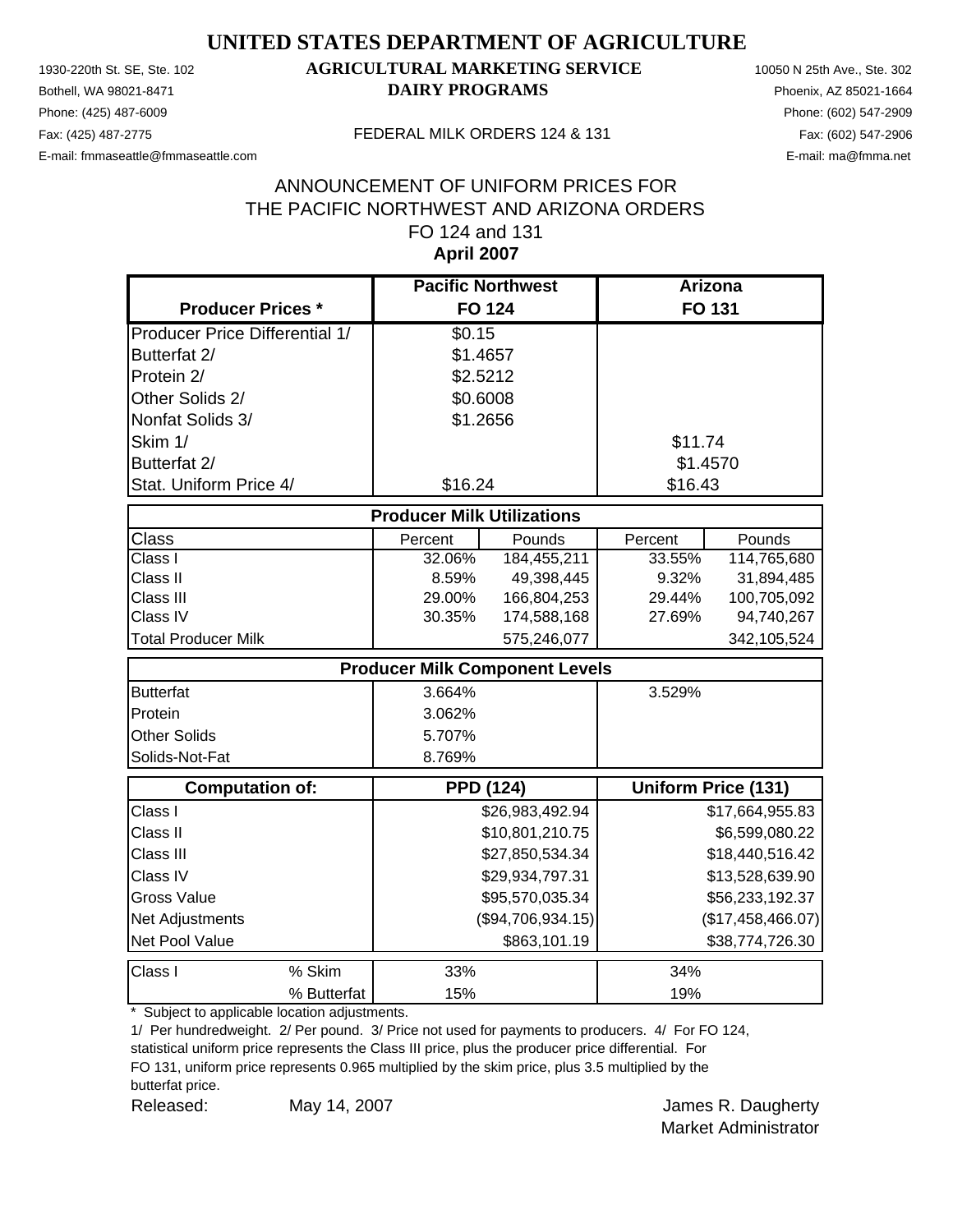# UNITED STATES DEPARTMENT OF AGRICULTURE

## AGRICULTURAL MARKETING SERVICE
## DAIRY PROGRAMS

1930-220th St. SE, Ste. 102
Bothell, WA 98021-8471
Phone: (425) 487-6009
Fax: (425) 487-2775
E-mail: fmmaseattle@fmmaseattle.com

10050 N 25th Ave., Ste. 302
Phoenix, AZ 85021-1664
Phone: (602) 547-2909
Fax: (602) 547-2906
E-mail: ma@fmma.net

FEDERAL MILK ORDERS 124 & 131

ANNOUNCEMENT OF UNIFORM PRICES FOR
THE PACIFIC NORTHWEST AND ARIZONA ORDERS
FO 124 and 131
**April 2007**

| Producer Prices * | Pacific Northwest FO 124 | | Arizona FO 131 | |
|---|---|---|---|---|
| Producer Price Differential 1/ | $0.15 | | | |
| Butterfat 2/ | $1.4657 | | | |
| Protein 2/ | $2.5212 | | | |
| Other Solids 2/ | $0.6008 | | | |
| Nonfat Solids 3/ | $1.2656 | | | |
| Skim 1/ | | | $11.74 | |
| Butterfat 2/ | | | $1.4570 | |
| Stat. Uniform Price 4/ | $16.24 | | $16.43 | |
| **Producer Milk Utilizations** | | | | |
| Class | Percent | Pounds | Percent | Pounds |
| Class I | 32.06% | 184,455,211 | 33.55% | 114,765,680 |
| Class II | 8.59% | 49,398,445 | 9.32% | 31,894,485 |
| Class III | 29.00% | 166,804,253 | 29.44% | 100,705,092 |
| Class IV | 30.35% | 174,588,168 | 27.69% | 94,740,267 |
| Total Producer Milk | | 575,246,077 | | 342,105,524 |
| **Producer Milk Component Levels** | | | | |
| Butterfat | 3.664% | | 3.529% | |
| Protein | 3.062% | | | |
| Other Solids | 5.707% | | | |
| Solids-Not-Fat | 8.769% | | | |
| **Computation of:** | **PPD (124)** | | **Uniform Price (131)** | |
| Class I | | $26,983,492.94 | | $17,664,955.83 |
| Class II | | $10,801,210.75 | | $6,599,080.22 |
| Class III | | $27,850,534.34 | | $18,440,516.42 |
| Class IV | | $29,934,797.31 | | $13,528,639.90 |
| Gross Value | | $95,570,035.34 | | $56,233,192.37 |
| Net Adjustments | | ($94,706,934.15) | | ($17,458,466.07) |
| Net Pool Value | | $863,101.19 | | $38,774,726.30 |
| Class I % Skim | 33% | | 34% | |
| % Butterfat | 15% | | 19% | |

\* Subject to applicable location adjustments.

1/ Per hundredweight. 2/ Per pound. 3/ Price not used for payments to producers. 4/ For FO 124, statistical uniform price represents the Class III price, plus the producer price differential. For FO 131, uniform price represents 0.965 multiplied by the skim price, plus 3.5 multiplied by the butterfat price.

Released: May 14, 2007

James R. Daugherty
Market Administrator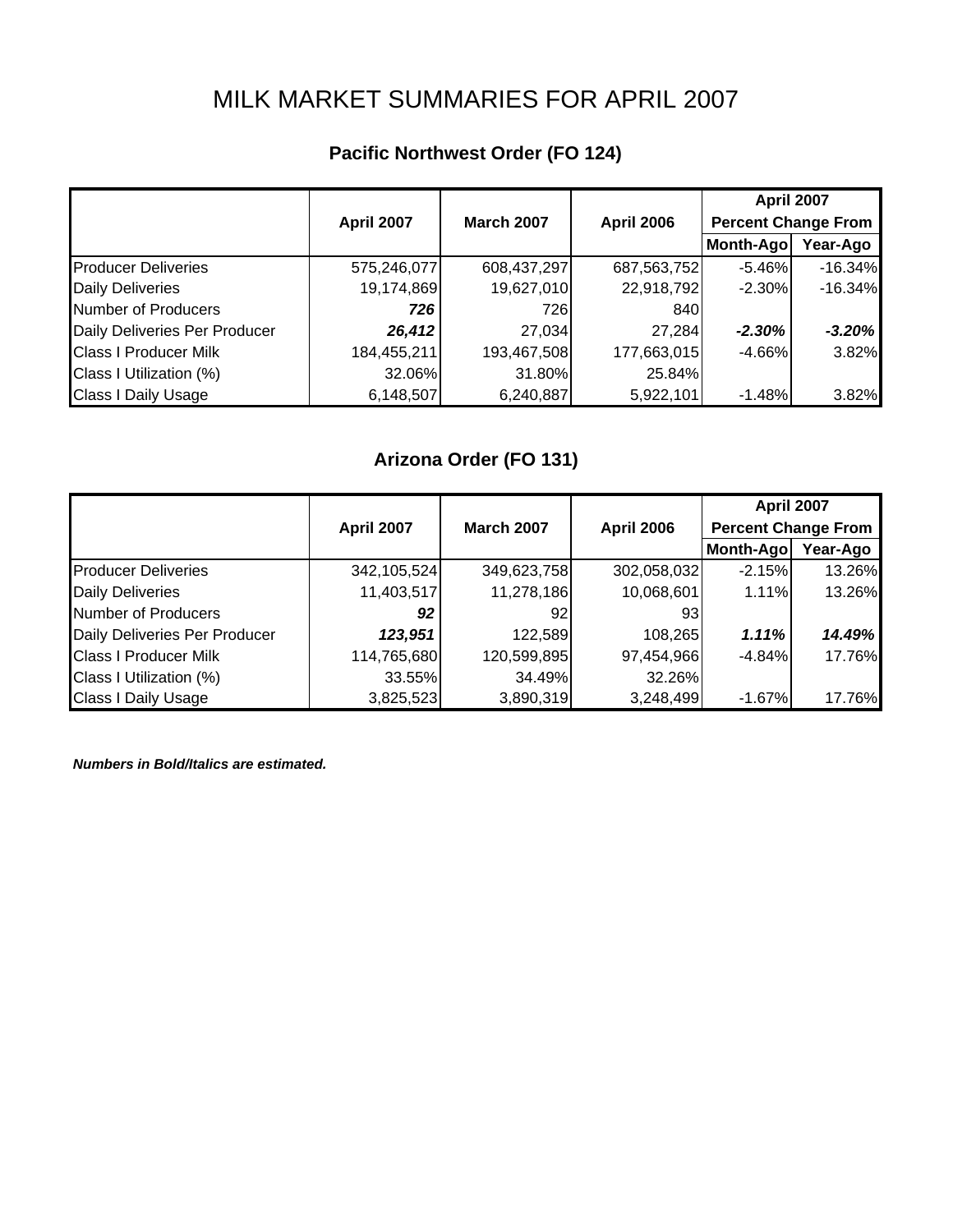# MILK MARKET SUMMARIES FOR APRIL 2007

## Pacific Northwest Order (FO 124)

| | April 2007 | March 2007 | April 2006 | April 2007 Percent Change From | |
|---|---|---|---|---|---|
| | | | | Month-Ago | Year-Ago |
| Producer Deliveries | 575,246,077 | 608,437,297 | 687,563,752 | -5.46% | -16.34% |
| Daily Deliveries | 19,174,869 | 19,627,010 | 22,918,792 | -2.30% | -16.34% |
| Number of Producers | ***726*** | 726 | 840 | | |
| Daily Deliveries Per Producer | ***26,412*** | 27,034 | 27,284 | ***-2.30%*** | ***-3.20%*** |
| Class I Producer Milk | 184,455,211 | 193,467,508 | 177,663,015 | -4.66% | 3.82% |
| Class I Utilization (%) | 32.06% | 31.80% | 25.84% | | |
| Class I Daily Usage | 6,148,507 | 6,240,887 | 5,922,101 | -1.48% | 3.82% |

## Arizona Order (FO 131)

| | April 2007 | March 2007 | April 2006 | April 2007 Percent Change From | |
|---|---|---|---|---|---|
| | | | | Month-Ago | Year-Ago |
| Producer Deliveries | 342,105,524 | 349,623,758 | 302,058,032 | -2.15% | 13.26% |
| Daily Deliveries | 11,403,517 | 11,278,186 | 10,068,601 | 1.11% | 13.26% |
| Number of Producers | ***92*** | 92 | 93 | | |
| Daily Deliveries Per Producer | ***123,951*** | 122,589 | 108,265 | ***1.11%*** | ***14.49%*** |
| Class I Producer Milk | 114,765,680 | 120,599,895 | 97,454,966 | -4.84% | 17.76% |
| Class I Utilization (%) | 33.55% | 34.49% | 32.26% | | |
| Class I Daily Usage | 3,825,523 | 3,890,319 | 3,248,499 | -1.67% | 17.76% |

***Numbers in Bold/Italics are estimated.***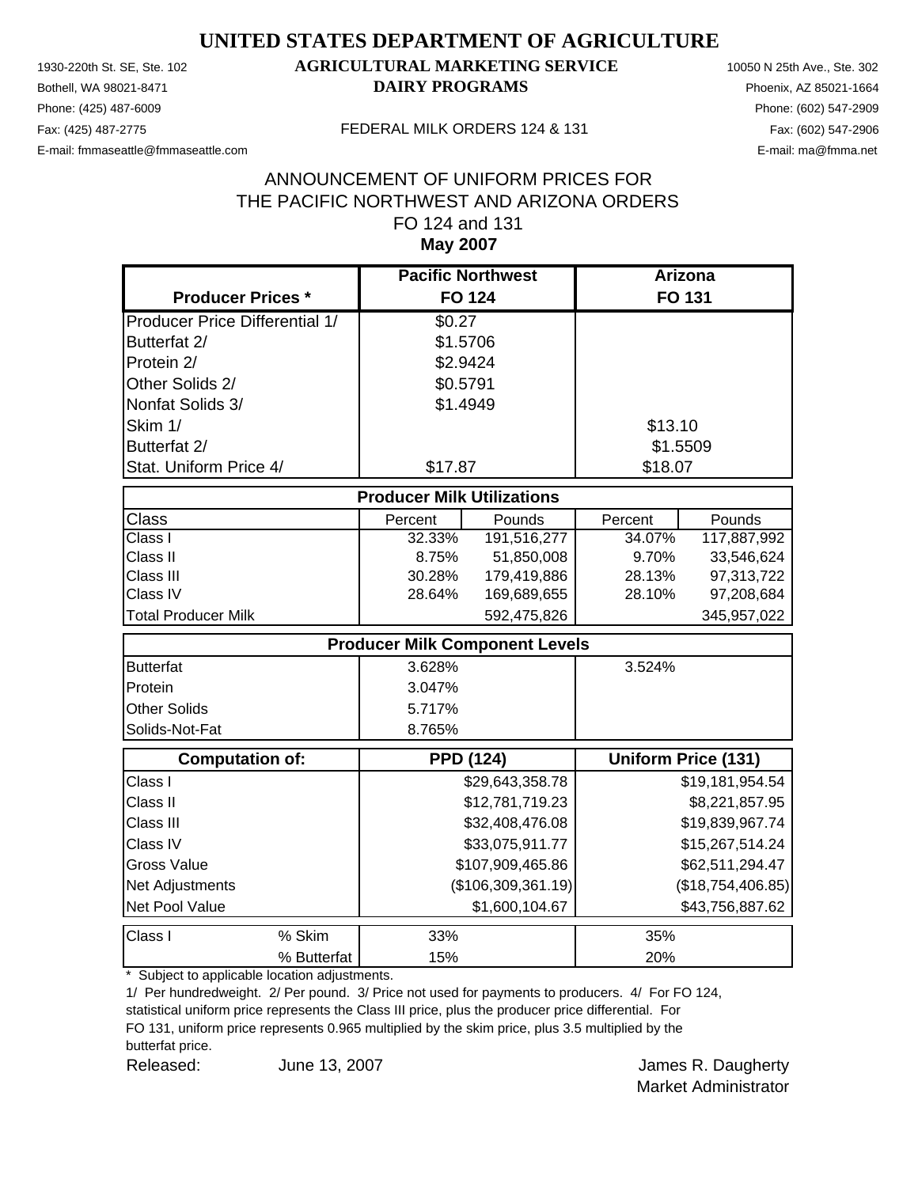# UNITED STATES DEPARTMENT OF AGRICULTURE

1930-220th St. SE, Ste. 102
Bothell, WA 98021-8471
Phone: (425) 487-6009
Fax: (425) 487-2775
E-mail: fmmaseattle@fmmaseattle.com

**AGRICULTURAL MARKETING SERVICE**
**DAIRY PROGRAMS**

FEDERAL MILK ORDERS 124 & 131

10050 N 25th Ave., Ste. 302
Phoenix, AZ 85021-1664
Phone: (602) 547-2909
Fax: (602) 547-2906
E-mail: ma@fmma.net

ANNOUNCEMENT OF UNIFORM PRICES FOR
THE PACIFIC NORTHWEST AND ARIZONA ORDERS
FO 124 and 131
**May 2007**

| Producer Prices * | Pacific Northwest FO 124 | Arizona FO 131 |
|---|---|---|
| Producer Price Differential 1/ | $0.27 | |
| Butterfat 2/ | $1.5706 | |
| Protein 2/ | $2.9424 | |
| Other Solids 2/ | $0.5791 | |
| Nonfat Solids 3/ | $1.4949 | |
| Skim 1/ | | $13.10 |
| Butterfat 2/ | | $1.5509 |
| Stat. Uniform Price 4/ | $17.87 | $18.07 |

| Producer Milk Utilizations | | | | |
|---|---|---|---|---|
| Class | Percent | Pounds | Percent | Pounds |
| Class I | 32.33% | 191,516,277 | 34.07% | 117,887,992 |
| Class II | 8.75% | 51,850,008 | 9.70% | 33,546,624 |
| Class III | 30.28% | 179,419,886 | 28.13% | 97,313,722 |
| Class IV | 28.64% | 169,689,655 | 28.10% | 97,208,684 |
| Total Producer Milk | | 592,475,826 | | 345,957,022 |

| Producer Milk Component Levels | | |
|---|---|---|
| Butterfat | 3.628% | 3.524% |
| Protein | 3.047% | |
| Other Solids | 5.717% | |
| Solids-Not-Fat | 8.765% | |

| Computation of: | PPD (124) | Uniform Price (131) |
|---|---|---|
| Class I | $29,643,358.78 | $19,181,954.54 |
| Class II | $12,781,719.23 | $8,221,857.95 |
| Class III | $32,408,476.08 | $19,839,967.74 |
| Class IV | $33,075,911.77 | $15,267,514.24 |
| Gross Value | $107,909,465.86 | $62,511,294.47 |
| Net Adjustments | ($106,309,361.19) | ($18,754,406.85) |
| Net Pool Value | $1,600,104.67 | $43,756,887.62 |

| Class I | | | |
|---|---|---|---|
| Class I | % Skim | 33% | 35% |
| | % Butterfat | 15% | 20% |

\* Subject to applicable location adjustments.

1/ Per hundredweight. 2/ Per pound. 3/ Price not used for payments to producers. 4/ For FO 124, statistical uniform price represents the Class III price, plus the producer price differential. For FO 131, uniform price represents 0.965 multiplied by the skim price, plus 3.5 multiplied by the butterfat price.

Released: June 13, 2007

James R. Daugherty
Market Administrator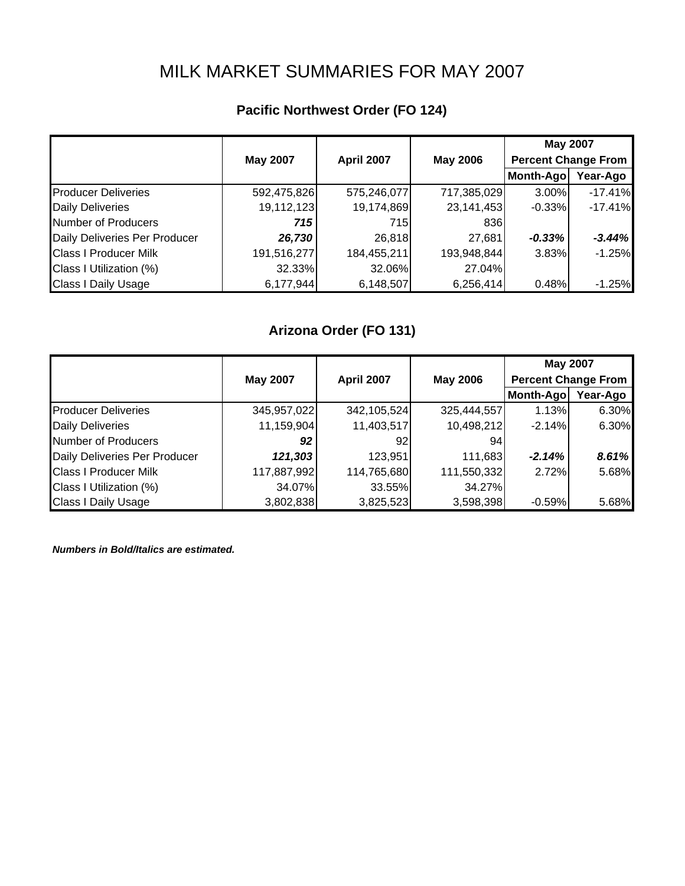# MILK MARKET SUMMARIES FOR MAY 2007

## Pacific Northwest Order (FO 124)

| | May 2007 | April 2007 | May 2006 | May 2007 Percent Change From | |
|---|---|---|---|---|---|
| | | | | Month-Ago | Year-Ago |
| Producer Deliveries | 592,475,826 | 575,246,077 | 717,385,029 | 3.00% | -17.41% |
| Daily Deliveries | 19,112,123 | 19,174,869 | 23,141,453 | -0.33% | -17.41% |
| Number of Producers | ***715*** | 715 | 836 | | |
| Daily Deliveries Per Producer | ***26,730*** | 26,818 | 27,681 | ***-0.33%*** | ***-3.44%*** |
| Class I Producer Milk | 191,516,277 | 184,455,211 | 193,948,844 | 3.83% | -1.25% |
| Class I Utilization (%) | 32.33% | 32.06% | 27.04% | | |
| Class I Daily Usage | 6,177,944 | 6,148,507 | 6,256,414 | 0.48% | -1.25% |

## Arizona Order (FO 131)

| | May 2007 | April 2007 | May 2006 | May 2007 Percent Change From | |
|---|---|---|---|---|---|
| | | | | Month-Ago | Year-Ago |
| Producer Deliveries | 345,957,022 | 342,105,524 | 325,444,557 | 1.13% | 6.30% |
| Daily Deliveries | 11,159,904 | 11,403,517 | 10,498,212 | -2.14% | 6.30% |
| Number of Producers | ***92*** | 92 | 94 | | |
| Daily Deliveries Per Producer | ***121,303*** | 123,951 | 111,683 | ***-2.14%*** | ***8.61%*** |
| Class I Producer Milk | 117,887,992 | 114,765,680 | 111,550,332 | 2.72% | 5.68% |
| Class I Utilization (%) | 34.07% | 33.55% | 34.27% | | |
| Class I Daily Usage | 3,802,838 | 3,825,523 | 3,598,398 | -0.59% | 5.68% |

***Numbers in Bold/Italics are estimated.***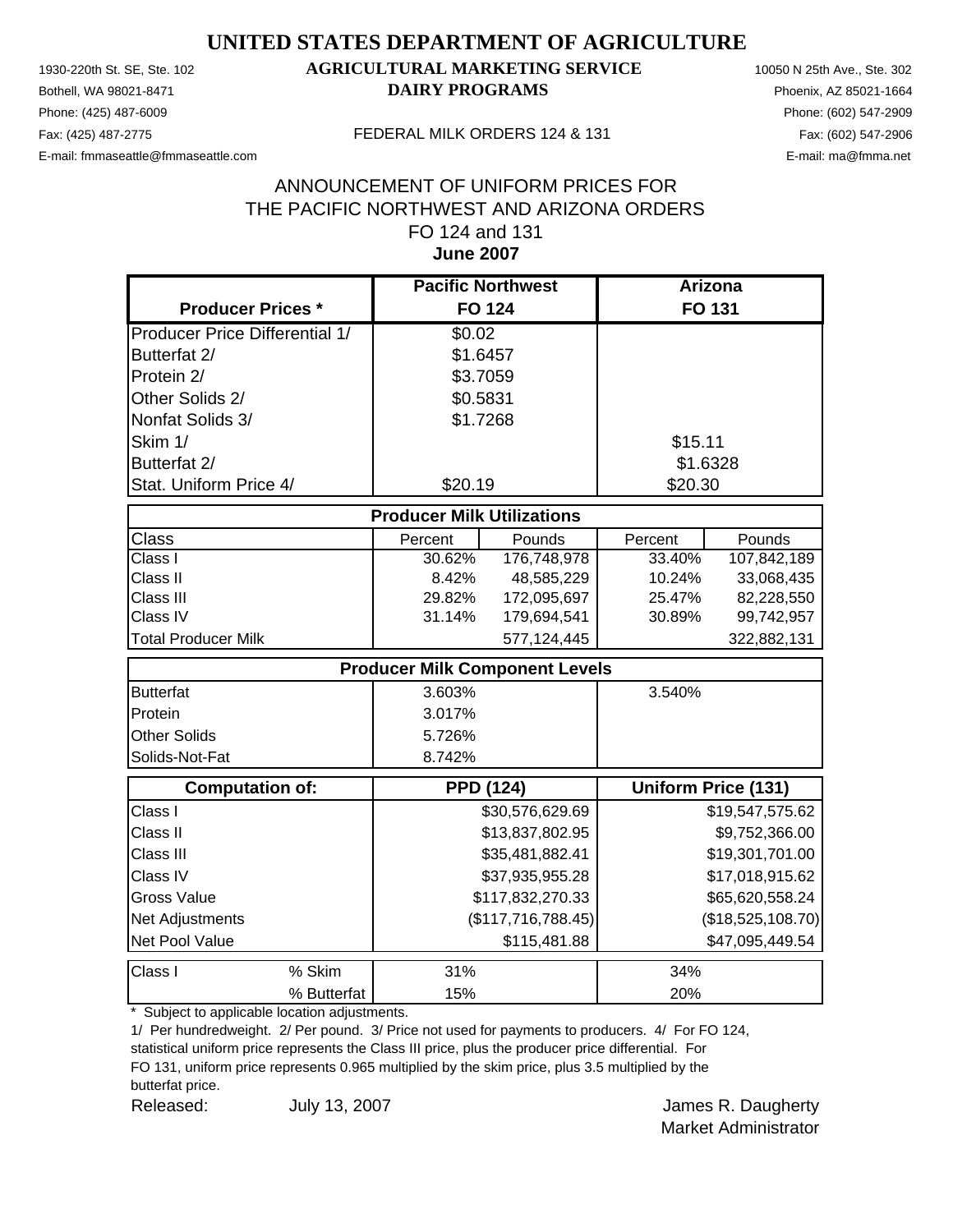# UNITED STATES DEPARTMENT OF AGRICULTURE

## AGRICULTURAL MARKETING SERVICE
## DAIRY PROGRAMS

1930-220th St. SE, Ste. 102
Bothell, WA 98021-8471
Phone: (425) 487-6009
Fax: (425) 487-2775
E-mail: fmmaseattle@fmmaseattle.com

10050 N 25th Ave., Ste. 302
Phoenix, AZ 85021-1664
Phone: (602) 547-2909
Fax: (602) 547-2906
E-mail: ma@fmma.net

FEDERAL MILK ORDERS 124 & 131

ANNOUNCEMENT OF UNIFORM PRICES FOR
THE PACIFIC NORTHWEST AND ARIZONA ORDERS
FO 124 and 131
**June 2007**

| Producer Prices * | Pacific Northwest FO 124 | | Arizona FO 131 | |
|---|---|---|---|---|
| Producer Price Differential 1/ | $0.02 | | | |
| Butterfat 2/ | $1.6457 | | | |
| Protein 2/ | $3.7059 | | | |
| Other Solids 2/ | $0.5831 | | | |
| Nonfat Solids 3/ | $1.7268 | | | |
| Skim 1/ | | | $15.11 | |
| Butterfat 2/ | | | $1.6328 | |
| Stat. Uniform Price 4/ | $20.19 | | $20.30 | |
| **Producer Milk Utilizations** | | | | |
| Class | Percent | Pounds | Percent | Pounds |
| Class I | 30.62% | 176,748,978 | 33.40% | 107,842,189 |
| Class II | 8.42% | 48,585,229 | 10.24% | 33,068,435 |
| Class III | 29.82% | 172,095,697 | 25.47% | 82,228,550 |
| Class IV | 31.14% | 179,694,541 | 30.89% | 99,742,957 |
| Total Producer Milk | | 577,124,445 | | 322,882,131 |
| **Producer Milk Component Levels** | | | | |
| Butterfat | 3.603% | | 3.540% | |
| Protein | 3.017% | | | |
| Other Solids | 5.726% | | | |
| Solids-Not-Fat | 8.742% | | | |
| **Computation of:** | **PPD (124)** | | **Uniform Price (131)** | |
| Class I | | $30,576,629.69 | | $19,547,575.62 |
| Class II | | $13,837,802.95 | | $9,752,366.00 |
| Class III | | $35,481,882.41 | | $19,301,701.00 |
| Class IV | | $37,935,955.28 | | $17,018,915.62 |
| Gross Value | | $117,832,270.33 | | $65,620,558.24 |
| Net Adjustments | | ($117,716,788.45) | | ($18,525,108.70) |
| Net Pool Value | | $115,481.88 | | $47,095,449.54 |
| Class I % Skim | 31% | | 34% | |
| % Butterfat | 15% | | 20% | |

\* Subject to applicable location adjustments.

1/ Per hundredweight. 2/ Per pound. 3/ Price not used for payments to producers. 4/ For FO 124, statistical uniform price represents the Class III price, plus the producer price differential. For FO 131, uniform price represents 0.965 multiplied by the skim price, plus 3.5 multiplied by the butterfat price.

Released: July 13, 2007

James R. Daugherty
Market Administrator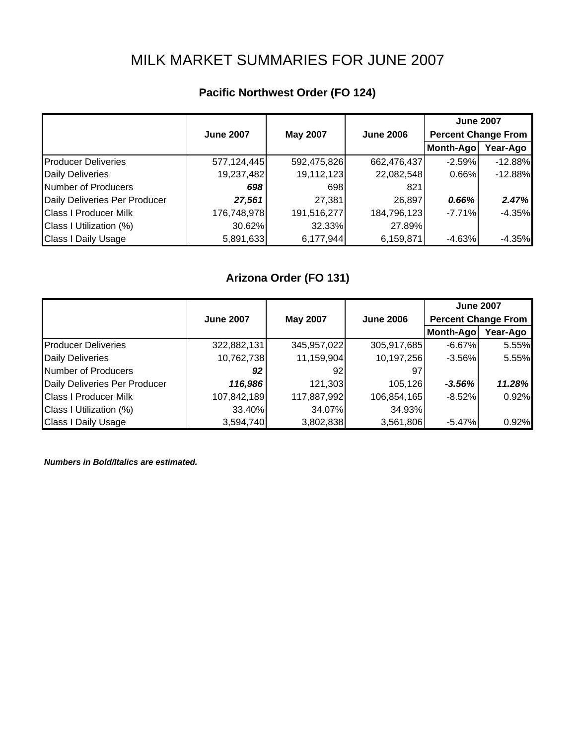# MILK MARKET SUMMARIES FOR JUNE 2007

## Pacific Northwest Order (FO 124)

| | June 2007 | May 2007 | June 2006 | June 2007 Percent Change From | |
|---|---|---|---|---|---|
| | | | | Month-Ago | Year-Ago |
| Producer Deliveries | 577,124,445 | 592,475,826 | 662,476,437 | -2.59% | -12.88% |
| Daily Deliveries | 19,237,482 | 19,112,123 | 22,082,548 | 0.66% | -12.88% |
| Number of Producers | ***698*** | 698 | 821 | | |
| Daily Deliveries Per Producer | ***27,561*** | 27,381 | 26,897 | ***0.66%*** | ***2.47%*** |
| Class I Producer Milk | 176,748,978 | 191,516,277 | 184,796,123 | -7.71% | -4.35% |
| Class I Utilization (%) | 30.62% | 32.33% | 27.89% | | |
| Class I Daily Usage | 5,891,633 | 6,177,944 | 6,159,871 | -4.63% | -4.35% |

## Arizona Order (FO 131)

| | June 2007 | May 2007 | June 2006 | June 2007 Percent Change From | |
|---|---|---|---|---|---|
| | | | | Month-Ago | Year-Ago |
| Producer Deliveries | 322,882,131 | 345,957,022 | 305,917,685 | -6.67% | 5.55% |
| Daily Deliveries | 10,762,738 | 11,159,904 | 10,197,256 | -3.56% | 5.55% |
| Number of Producers | ***92*** | 92 | 97 | | |
| Daily Deliveries Per Producer | ***116,986*** | 121,303 | 105,126 | ***-3.56%*** | ***11.28%*** |
| Class I Producer Milk | 107,842,189 | 117,887,992 | 106,854,165 | -8.52% | 0.92% |
| Class I Utilization (%) | 33.40% | 34.07% | 34.93% | | |
| Class I Daily Usage | 3,594,740 | 3,802,838 | 3,561,806 | -5.47% | 0.92% |

***Numbers in Bold/Italics are estimated.***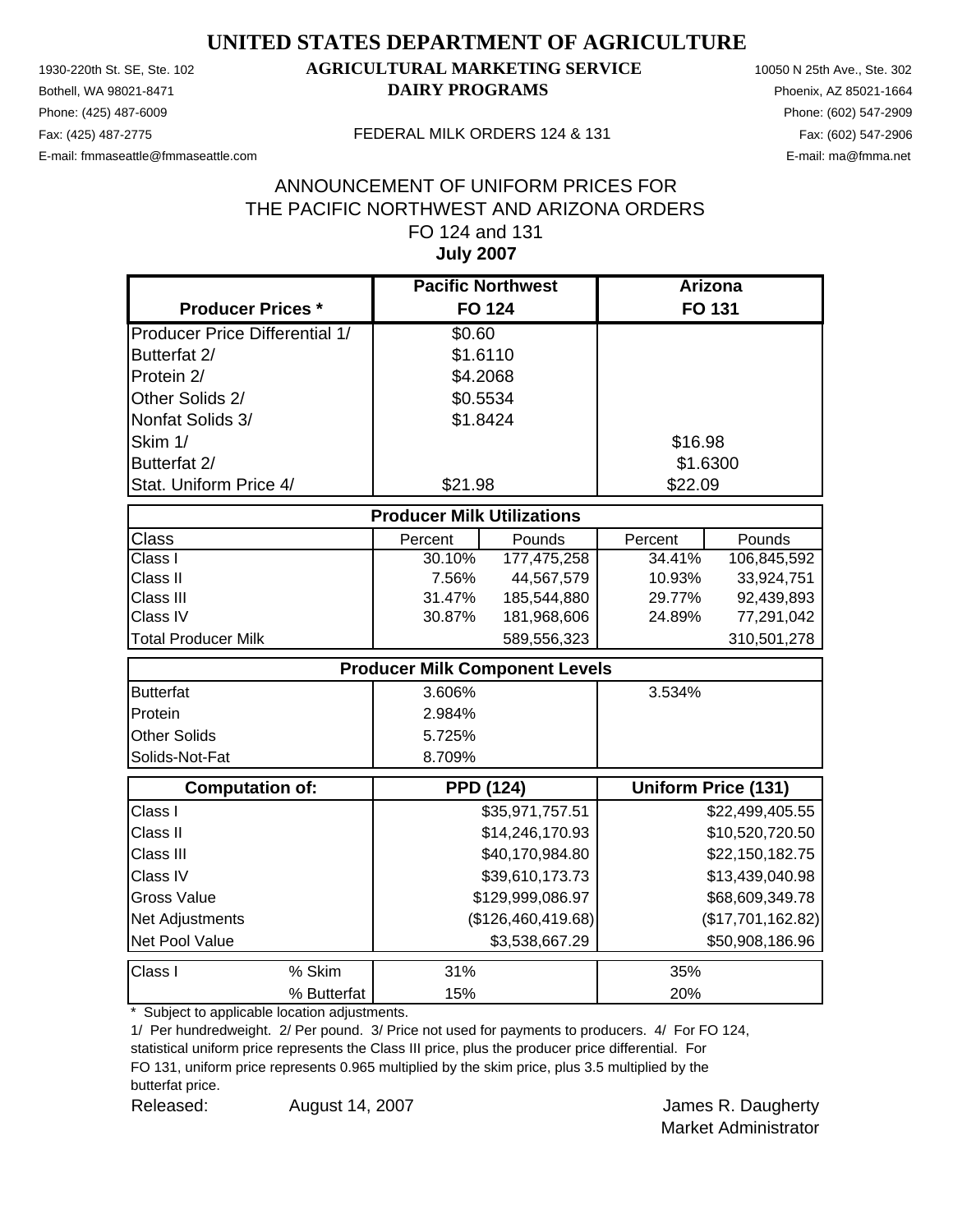# UNITED STATES DEPARTMENT OF AGRICULTURE

1930-220th St. SE, Ste. 102
Bothell, WA 98021-8471
Phone: (425) 487-6009
Fax: (425) 487-2775
E-mail: fmmaseattle@fmmaseattle.com

**AGRICULTURAL MARKETING SERVICE**
**DAIRY PROGRAMS**

FEDERAL MILK ORDERS 124 & 131

10050 N 25th Ave., Ste. 302
Phoenix, AZ 85021-1664
Phone: (602) 547-2909
Fax: (602) 547-2906
E-mail: ma@fmma.net

ANNOUNCEMENT OF UNIFORM PRICES FOR
THE PACIFIC NORTHWEST AND ARIZONA ORDERS
FO 124 and 131
**July 2007**

| **Producer Prices *** | **Pacific Northwest FO 124** | | **Arizona FO 131** | |
|---|---|---|---|---|
| Producer Price Differential 1/ | $0.60 | | | |
| Butterfat 2/ | $1.6110 | | | |
| Protein 2/ | $4.2068 | | | |
| Other Solids 2/ | $0.5534 | | | |
| Nonfat Solids 3/ | $1.8424 | | | |
| Skim 1/ | | | $16.98 | |
| Butterfat 2/ | | | $1.6300 | |
| Stat. Uniform Price 4/ | $21.98 | | $22.09 | |
| **Producer Milk Utilizations** | | | | |
| Class | Percent | Pounds | Percent | Pounds |
| Class I | 30.10% | 177,475,258 | 34.41% | 106,845,592 |
| Class II | 7.56% | 44,567,579 | 10.93% | 33,924,751 |
| Class III | 31.47% | 185,544,880 | 29.77% | 92,439,893 |
| Class IV | 30.87% | 181,968,606 | 24.89% | 77,291,042 |
| Total Producer Milk | | 589,556,323 | | 310,501,278 |
| **Producer Milk Component Levels** | | | | |
| Butterfat | 3.606% | | 3.534% | |
| Protein | 2.984% | | | |
| Other Solids | 5.725% | | | |
| Solids-Not-Fat | 8.709% | | | |
| **Computation of:** | **PPD (124)** | | **Uniform Price (131)** | |
| Class I | | $35,971,757.51 | | $22,499,405.55 |
| Class II | | $14,246,170.93 | | $10,520,720.50 |
| Class III | | $40,170,984.80 | | $22,150,182.75 |
| Class IV | | $39,610,173.73 | | $13,439,040.98 |
| Gross Value | | $129,999,086.97 | | $68,609,349.78 |
| Net Adjustments | | ($126,460,419.68) | | ($17,701,162.82) |
| Net Pool Value | | $3,538,667.29 | | $50,908,186.96 |
| Class I % Skim | 31% | | 35% | |
| Class I % Butterfat | 15% | | 20% | |

\* Subject to applicable location adjustments.

1/ Per hundredweight. 2/ Per pound. 3/ Price not used for payments to producers. 4/ For FO 124, statistical uniform price represents the Class III price, plus the producer price differential. For FO 131, uniform price represents 0.965 multiplied by the skim price, plus 3.5 multiplied by the butterfat price.

Released: August 14, 2007

James R. Daugherty
Market Administrator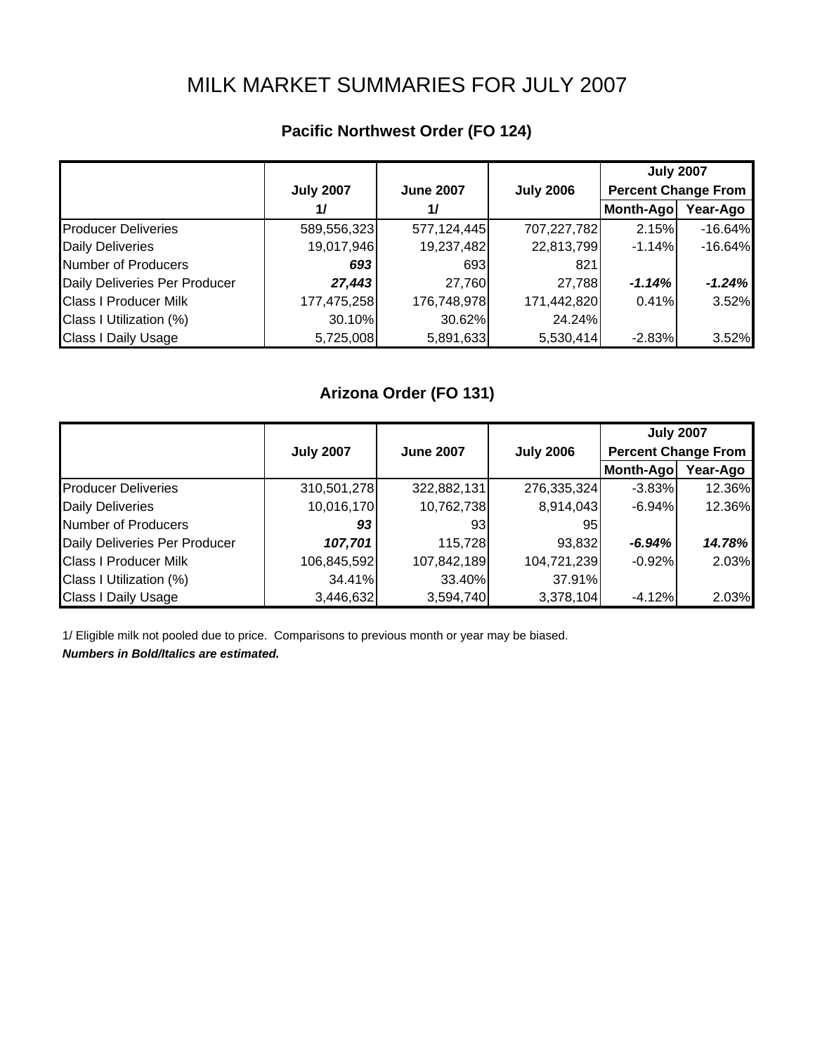# MILK MARKET SUMMARIES FOR JULY 2007

## Pacific Northwest Order (FO 124)

| | July 2007 1/ | June 2007 1/ | July 2006 | July 2007 Percent Change From Month-Ago | July 2007 Percent Change From Year-Ago |
|---|---|---|---|---|---|
| Producer Deliveries | 589,556,323 | 577,124,445 | 707,227,782 | 2.15% | -16.64% |
| Daily Deliveries | 19,017,946 | 19,237,482 | 22,813,799 | -1.14% | -16.64% |
| Number of Producers | ***693*** | 693 | 821 | | |
| Daily Deliveries Per Producer | ***27,443*** | 27,760 | 27,788 | ***-1.14%*** | ***-1.24%*** |
| Class I Producer Milk | 177,475,258 | 176,748,978 | 171,442,820 | 0.41% | 3.52% |
| Class I Utilization (%) | 30.10% | 30.62% | 24.24% | | |
| Class I Daily Usage | 5,725,008 | 5,891,633 | 5,530,414 | -2.83% | 3.52% |

## Arizona Order (FO 131)

| | July 2007 | June 2007 | July 2006 | July 2007 Percent Change From Month-Ago | July 2007 Percent Change From Year-Ago |
|---|---|---|---|---|---|
| Producer Deliveries | 310,501,278 | 322,882,131 | 276,335,324 | -3.83% | 12.36% |
| Daily Deliveries | 10,016,170 | 10,762,738 | 8,914,043 | -6.94% | 12.36% |
| Number of Producers | ***93*** | 93 | 95 | | |
| Daily Deliveries Per Producer | ***107,701*** | 115,728 | 93,832 | ***-6.94%*** | ***14.78%*** |
| Class I Producer Milk | 106,845,592 | 107,842,189 | 104,721,239 | -0.92% | 2.03% |
| Class I Utilization (%) | 34.41% | 33.40% | 37.91% | | |
| Class I Daily Usage | 3,446,632 | 3,594,740 | 3,378,104 | -4.12% | 2.03% |

1/ Eligible milk not pooled due to price. Comparisons to previous month or year may be biased.

***Numbers in Bold/Italics are estimated.***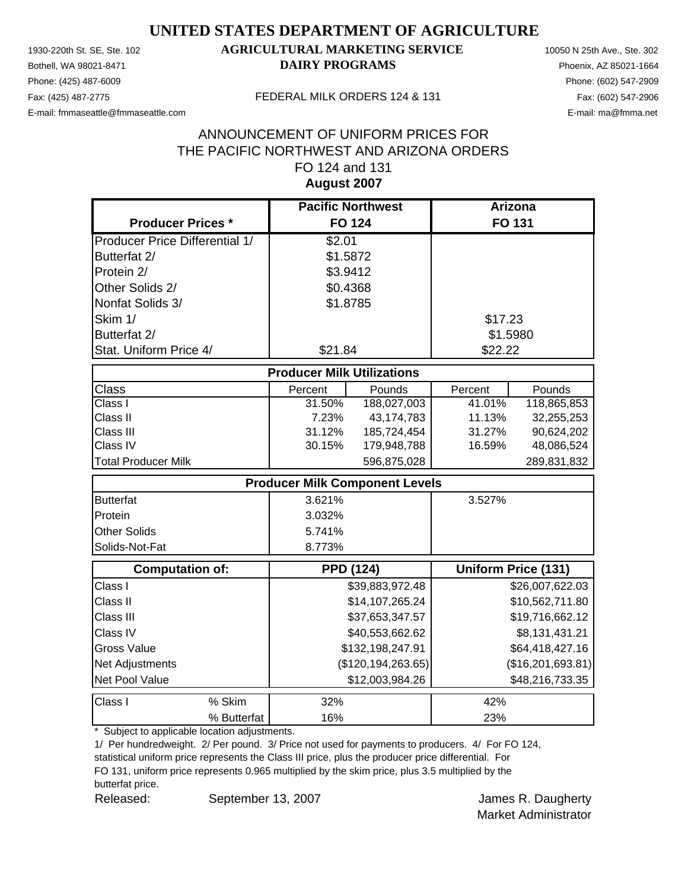# UNITED STATES DEPARTMENT OF AGRICULTURE

## AGRICULTURAL MARKETING SERVICE
## DAIRY PROGRAMS

1930-220th St. SE, Ste. 102
Bothell, WA 98021-8471
Phone: (425) 487-6009
Fax: (425) 487-2775
E-mail: fmmaseattle@fmmaseattle.com

10050 N 25th Ave., Ste. 302
Phoenix, AZ 85021-1664
Phone: (602) 547-2909
Fax: (602) 547-2906
E-mail: ma@fmma.net

FEDERAL MILK ORDERS 124 & 131

ANNOUNCEMENT OF UNIFORM PRICES FOR
THE PACIFIC NORTHWEST AND ARIZONA ORDERS
FO 124 and 131
**August 2007**

| Producer Prices * | Pacific Northwest FO 124 | | Arizona FO 131 | |
|---|---|---|---|---|
| Producer Price Differential 1/ | $2.01 | | | |
| Butterfat 2/ | $1.5872 | | | |
| Protein 2/ | $3.9412 | | | |
| Other Solids 2/ | $0.4368 | | | |
| Nonfat Solids 3/ | $1.8785 | | | |
| Skim 1/ | | | $17.23 | |
| Butterfat 2/ | | | $1.5980 | |
| Stat. Uniform Price 4/ | $21.84 | | $22.22 | |
| **Producer Milk Utilizations** | | | | |
| Class | Percent | Pounds | Percent | Pounds |
| Class I | 31.50% | 188,027,003 | 41.01% | 118,865,853 |
| Class II | 7.23% | 43,174,783 | 11.13% | 32,255,253 |
| Class III | 31.12% | 185,724,454 | 31.27% | 90,624,202 |
| Class IV | 30.15% | 179,948,788 | 16.59% | 48,086,524 |
| Total Producer Milk | | 596,875,028 | | 289,831,832 |
| **Producer Milk Component Levels** | | | | |
| Butterfat | 3.621% | | 3.527% | |
| Protein | 3.032% | | | |
| Other Solids | 5.741% | | | |
| Solids-Not-Fat | 8.773% | | | |
| **Computation of:** | **PPD (124)** | | **Uniform Price (131)** | |
| Class I | | $39,883,972.48 | | $26,007,622.03 |
| Class II | | $14,107,265.24 | | $10,562,711.80 |
| Class III | | $37,653,347.57 | | $19,716,662.12 |
| Class IV | | $40,553,662.62 | | $8,131,431.21 |
| Gross Value | | $132,198,247.91 | | $64,418,427.16 |
| Net Adjustments | | ($120,194,263.65) | | ($16,201,693.81) |
| Net Pool Value | | $12,003,984.26 | | $48,216,733.35 |
| Class I % Skim | 32% | | 42% | |
| % Butterfat | 16% | | 23% | |

* Subject to applicable location adjustments.

1/ Per hundredweight. 2/ Per pound. 3/ Price not used for payments to producers. 4/ For FO 124, statistical uniform price represents the Class III price, plus the producer price differential. For FO 131, uniform price represents 0.965 multiplied by the skim price, plus 3.5 multiplied by the butterfat price.

Released: September 13, 2007

James R. Daugherty
Market Administrator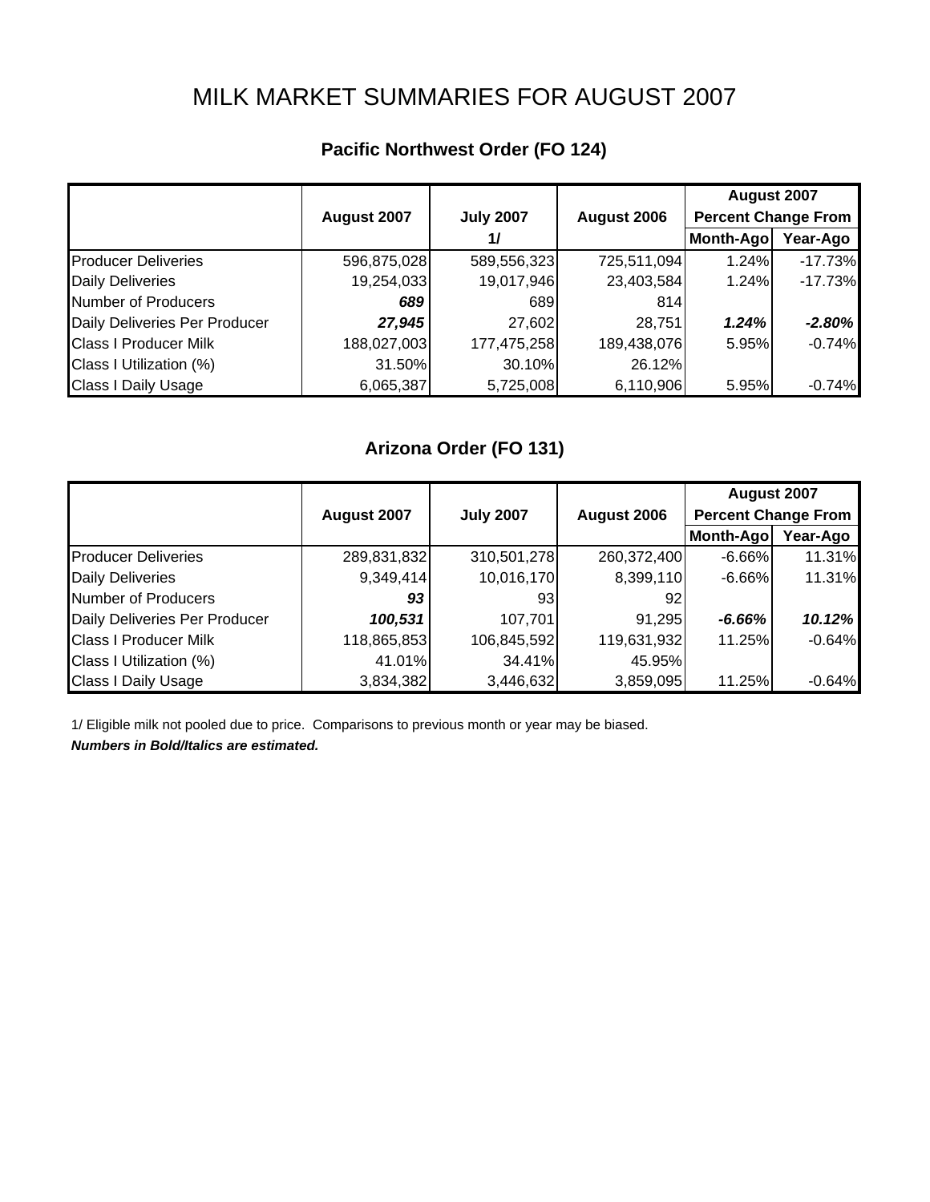# MILK MARKET SUMMARIES FOR AUGUST 2007

## Pacific Northwest Order (FO 124)

| | August 2007 | July 2007 1/ | August 2006 | August 2007 Percent Change From Month-Ago | August 2007 Percent Change From Year-Ago |
|---|---|---|---|---|---|
| Producer Deliveries | 596,875,028 | 589,556,323 | 725,511,094 | 1.24% | -17.73% |
| Daily Deliveries | 19,254,033 | 19,017,946 | 23,403,584 | 1.24% | -17.73% |
| Number of Producers | ***689*** | 689 | 814 | | |
| Daily Deliveries Per Producer | ***27,945*** | 27,602 | 28,751 | ***1.24%*** | ***-2.80%*** |
| Class I Producer Milk | 188,027,003 | 177,475,258 | 189,438,076 | 5.95% | -0.74% |
| Class I Utilization (%) | 31.50% | 30.10% | 26.12% | | |
| Class I Daily Usage | 6,065,387 | 5,725,008 | 6,110,906 | 5.95% | -0.74% |

## Arizona Order (FO 131)

| | August 2007 | July 2007 | August 2006 | August 2007 Percent Change From Month-Ago | August 2007 Percent Change From Year-Ago |
|---|---|---|---|---|---|
| Producer Deliveries | 289,831,832 | 310,501,278 | 260,372,400 | -6.66% | 11.31% |
| Daily Deliveries | 9,349,414 | 10,016,170 | 8,399,110 | -6.66% | 11.31% |
| Number of Producers | ***93*** | 93 | 92 | | |
| Daily Deliveries Per Producer | ***100,531*** | 107,701 | 91,295 | ***-6.66%*** | ***10.12%*** |
| Class I Producer Milk | 118,865,853 | 106,845,592 | 119,631,932 | 11.25% | -0.64% |
| Class I Utilization (%) | 41.01% | 34.41% | 45.95% | | |
| Class I Daily Usage | 3,834,382 | 3,446,632 | 3,859,095 | 11.25% | -0.64% |

1/ Eligible milk not pooled due to price. Comparisons to previous month or year may be biased.

***Numbers in Bold/Italics are estimated.***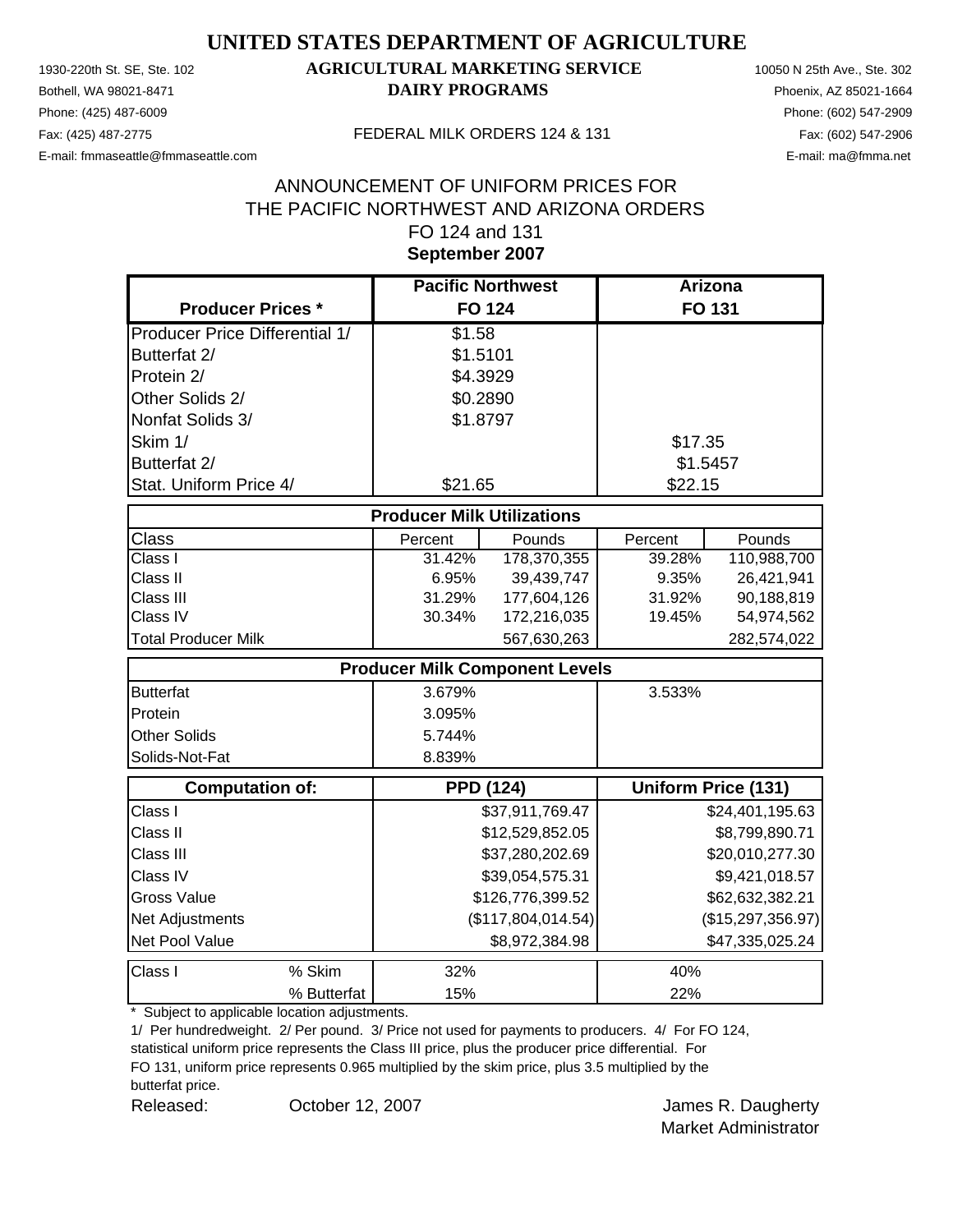# UNITED STATES DEPARTMENT OF AGRICULTURE

## AGRICULTURAL MARKETING SERVICE
## DAIRY PROGRAMS

1930-220th St. SE, Ste. 102
Bothell, WA 98021-8471
Phone: (425) 487-6009
Fax: (425) 487-2775
E-mail: fmmaseattle@fmmaseattle.com

10050 N 25th Ave., Ste. 302
Phoenix, AZ 85021-1664
Phone: (602) 547-2909
Fax: (602) 547-2906
E-mail: ma@fmma.net

FEDERAL MILK ORDERS 124 & 131

ANNOUNCEMENT OF UNIFORM PRICES FOR
THE PACIFIC NORTHWEST AND ARIZONA ORDERS
FO 124 and 131
**September 2007**

| Producer Prices * | Pacific Northwest FO 124 | | Arizona FO 131 | |
|---|---|---|---|---|
| Producer Price Differential 1/ | $1.58 | | | |
| Butterfat 2/ | $1.5101 | | | |
| Protein 2/ | $4.3929 | | | |
| Other Solids 2/ | $0.2890 | | | |
| Nonfat Solids 3/ | $1.8797 | | | |
| Skim 1/ | | | $17.35 | |
| Butterfat 2/ | | | $1.5457 | |
| Stat. Uniform Price 4/ | $21.65 | | $22.15 | |
| **Producer Milk Utilizations** | | | | |
| Class | Percent | Pounds | Percent | Pounds |
| Class I | 31.42% | 178,370,355 | 39.28% | 110,988,700 |
| Class II | 6.95% | 39,439,747 | 9.35% | 26,421,941 |
| Class III | 31.29% | 177,604,126 | 31.92% | 90,188,819 |
| Class IV | 30.34% | 172,216,035 | 19.45% | 54,974,562 |
| Total Producer Milk | | 567,630,263 | | 282,574,022 |
| **Producer Milk Component Levels** | | | | |
| Butterfat | 3.679% | | 3.533% | |
| Protein | 3.095% | | | |
| Other Solids | 5.744% | | | |
| Solids-Not-Fat | 8.839% | | | |
| **Computation of:** | **PPD (124)** | | **Uniform Price (131)** | |
| Class I | | $37,911,769.47 | | $24,401,195.63 |
| Class II | | $12,529,852.05 | | $8,799,890.71 |
| Class III | | $37,280,202.69 | | $20,010,277.30 |
| Class IV | | $39,054,575.31 | | $9,421,018.57 |
| Gross Value | | $126,776,399.52 | | $62,632,382.21 |
| Net Adjustments | | ($117,804,014.54) | | ($15,297,356.97) |
| Net Pool Value | | $8,972,384.98 | | $47,335,025.24 |
| Class I % Skim | 32% | | 40% | |
| Class I % Butterfat | 15% | | 22% | |

\* Subject to applicable location adjustments.

1/ Per hundredweight. 2/ Per pound. 3/ Price not used for payments to producers. 4/ For FO 124, statistical uniform price represents the Class III price, plus the producer price differential. For FO 131, uniform price represents 0.965 multiplied by the skim price, plus 3.5 multiplied by the butterfat price.

Released: October 12, 2007

James R. Daugherty
Market Administrator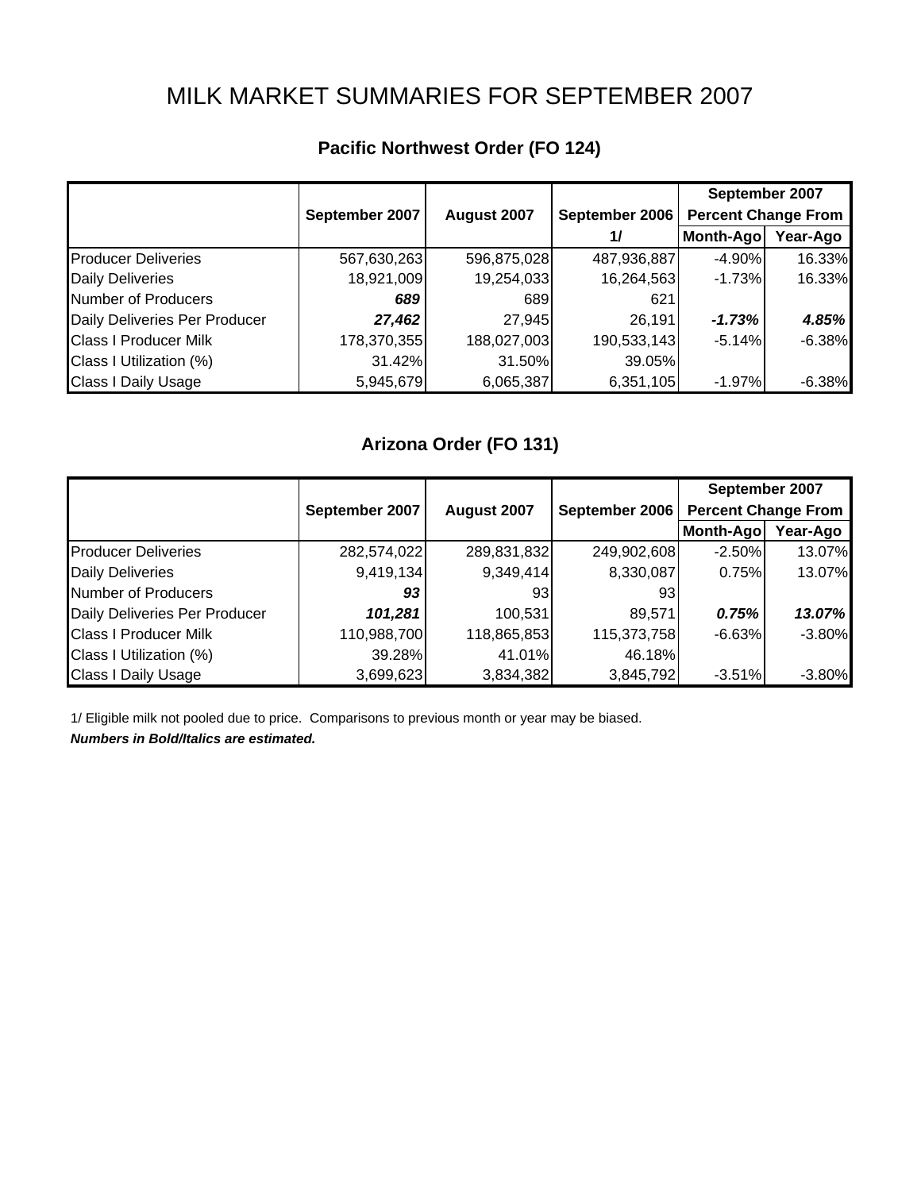# MILK MARKET SUMMARIES FOR SEPTEMBER 2007

## Pacific Northwest Order (FO 124)

| | September 2007 | August 2007 | September 2006 1/ | September 2007 Percent Change From Month-Ago | September 2007 Percent Change From Year-Ago |
|---|---|---|---|---|---|
| Producer Deliveries | 567,630,263 | 596,875,028 | 487,936,887 | -4.90% | 16.33% |
| Daily Deliveries | 18,921,009 | 19,254,033 | 16,264,563 | -1.73% | 16.33% |
| Number of Producers | ***689*** | 689 | 621 | | |
| Daily Deliveries Per Producer | ***27,462*** | 27,945 | 26,191 | ***-1.73%*** | ***4.85%*** |
| Class I Producer Milk | 178,370,355 | 188,027,003 | 190,533,143 | -5.14% | -6.38% |
| Class I Utilization (%) | 31.42% | 31.50% | 39.05% | | |
| Class I Daily Usage | 5,945,679 | 6,065,387 | 6,351,105 | -1.97% | -6.38% |

## Arizona Order (FO 131)

| | September 2007 | August 2007 | September 2006 | September 2007 Percent Change From Month-Ago | September 2007 Percent Change From Year-Ago |
|---|---|---|---|---|---|
| Producer Deliveries | 282,574,022 | 289,831,832 | 249,902,608 | -2.50% | 13.07% |
| Daily Deliveries | 9,419,134 | 9,349,414 | 8,330,087 | 0.75% | 13.07% |
| Number of Producers | ***93*** | 93 | 93 | | |
| Daily Deliveries Per Producer | ***101,281*** | 100,531 | 89,571 | ***0.75%*** | ***13.07%*** |
| Class I Producer Milk | 110,988,700 | 118,865,853 | 115,373,758 | -6.63% | -3.80% |
| Class I Utilization (%) | 39.28% | 41.01% | 46.18% | | |
| Class I Daily Usage | 3,699,623 | 3,834,382 | 3,845,792 | -3.51% | -3.80% |

1/ Eligible milk not pooled due to price. Comparisons to previous month or year may be biased.

***Numbers in Bold/Italics are estimated.***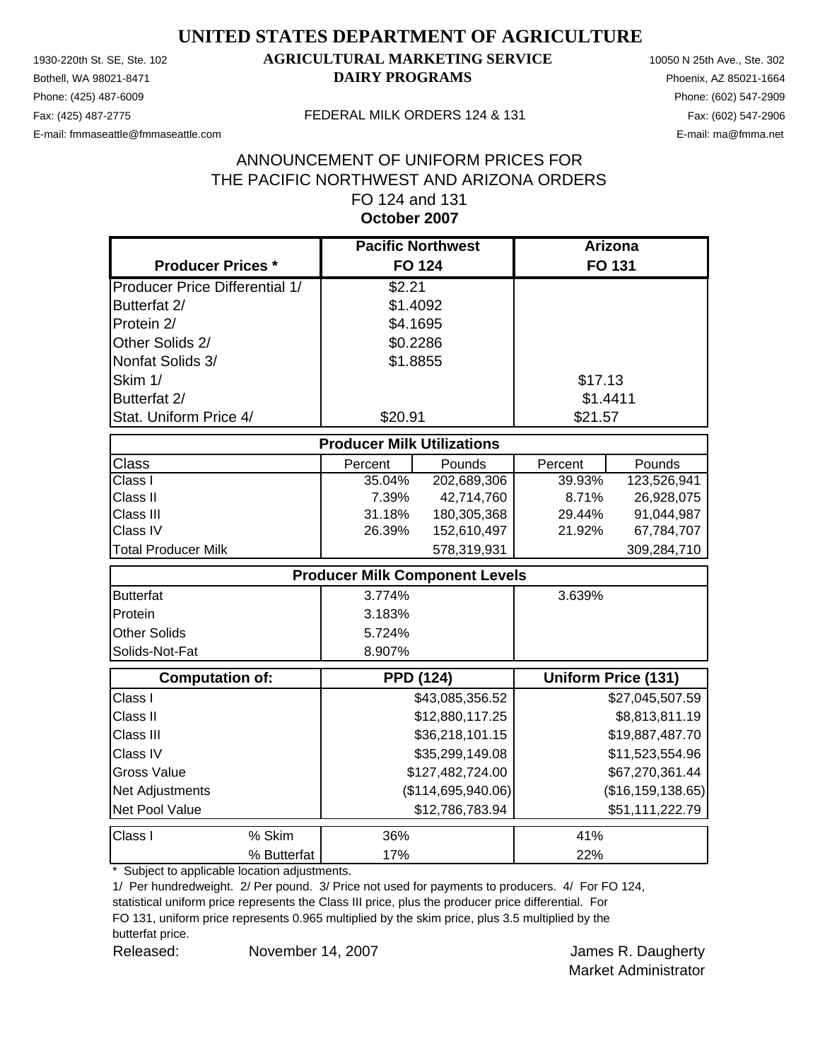# UNITED STATES DEPARTMENT OF AGRICULTURE

1930-220th St. SE, Ste. 102
Bothell, WA 98021-8471
Phone: (425) 487-6009
Fax: (425) 487-2775
E-mail: fmmaseattle@fmmaseattle.com

**AGRICULTURAL MARKETING SERVICE**
**DAIRY PROGRAMS**

FEDERAL MILK ORDERS 124 & 131

10050 N 25th Ave., Ste. 302
Phoenix, AZ 85021-1664
Phone: (602) 547-2909
Fax: (602) 547-2906
E-mail: ma@fmma.net

## ANNOUNCEMENT OF UNIFORM PRICES FOR THE PACIFIC NORTHWEST AND ARIZONA ORDERS FO 124 and 131
## October 2007

| Producer Prices * | Pacific Northwest FO 124 | Arizona FO 131 |
|---|---|---|
| Producer Price Differential 1/ | $2.21 | |
| Butterfat 2/ | $1.4092 | |
| Protein 2/ | $4.1695 | |
| Other Solids 2/ | $0.2286 | |
| Nonfat Solids 3/ | $1.8855 | |
| Skim 1/ | | $17.13 |
| Butterfat 2/ | | $1.4411 |
| Stat. Uniform Price 4/ | $20.91 | $21.57 |

**Producer Milk Utilizations**

| Class | FO 124 Percent | FO 124 Pounds | FO 131 Percent | FO 131 Pounds |
|---|---|---|---|---|
| Class I | 35.04% | 202,689,306 | 39.93% | 123,526,941 |
| Class II | 7.39% | 42,714,760 | 8.71% | 26,928,075 |
| Class III | 31.18% | 180,305,368 | 29.44% | 91,044,987 |
| Class IV | 26.39% | 152,610,497 | 21.92% | 67,784,707 |
| Total Producer Milk | | 578,319,931 | | 309,284,710 |

**Producer Milk Component Levels**

| | FO 124 | FO 131 |
|---|---|---|
| Butterfat | 3.774% | 3.639% |
| Protein | 3.183% | |
| Other Solids | 5.724% | |
| Solids-Not-Fat | 8.907% | |

| Computation of: | PPD (124) | Uniform Price (131) |
|---|---|---|
| Class I | $43,085,356.52 | $27,045,507.59 |
| Class II | $12,880,117.25 | $8,813,811.19 |
| Class III | $36,218,101.15 | $19,887,487.70 |
| Class IV | $35,299,149.08 | $11,523,554.96 |
| Gross Value | $127,482,724.00 | $67,270,361.44 |
| Net Adjustments | ($114,695,940.06) | ($16,159,138.65) |
| Net Pool Value | $12,786,783.94 | $51,111,222.79 |

| Class I | | FO 124 | FO 131 |
|---|---|---|---|
| Class I | % Skim | 36% | 41% |
| | % Butterfat | 17% | 22% |

\* Subject to applicable location adjustments.

1/ Per hundredweight. 2/ Per pound. 3/ Price not used for payments to producers. 4/ For FO 124, statistical uniform price represents the Class III price, plus the producer price differential. For FO 131, uniform price represents 0.965 multiplied by the skim price, plus 3.5 multiplied by the butterfat price.

Released: November 14, 2007

James R. Daugherty
Market Administrator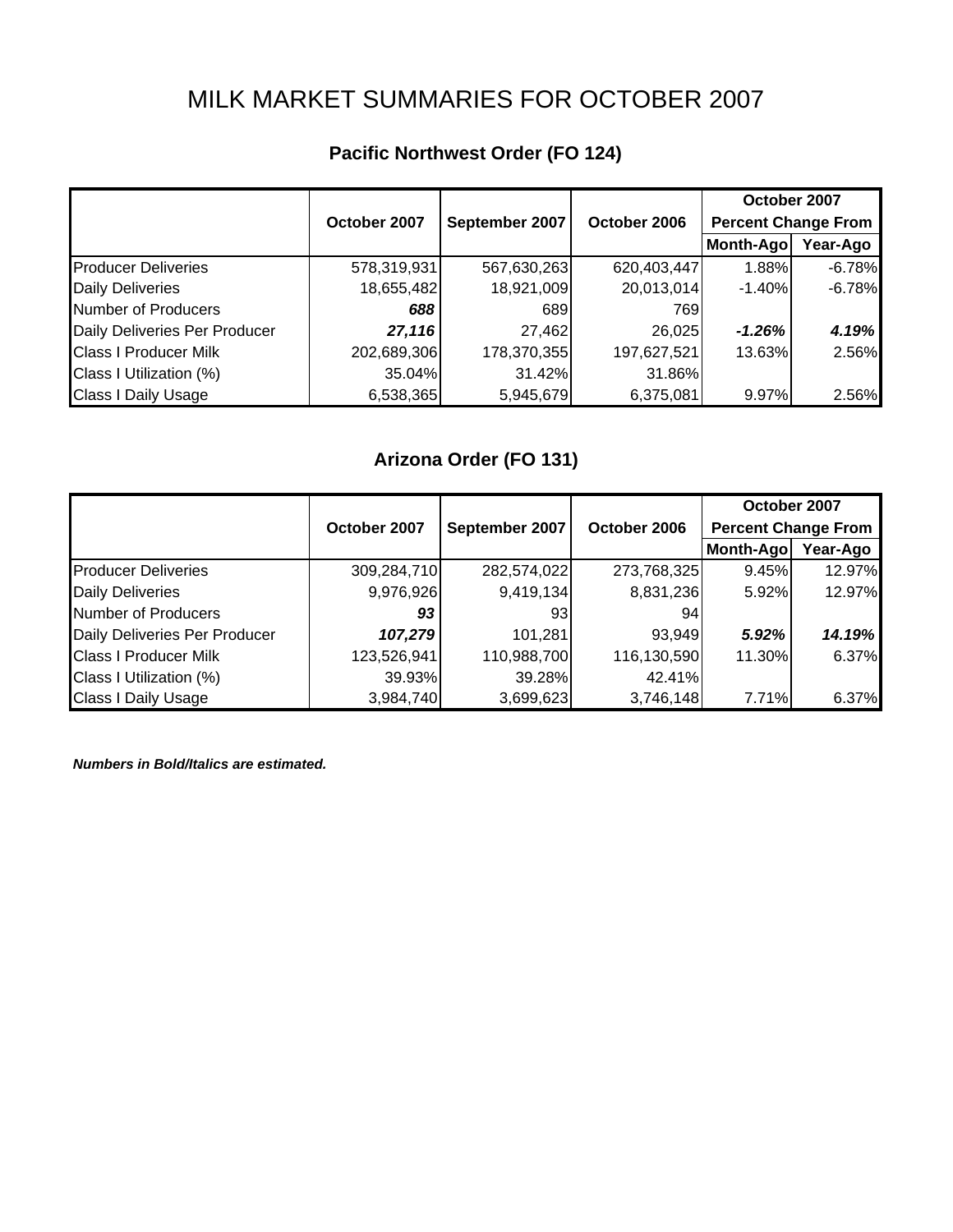# MILK MARKET SUMMARIES FOR OCTOBER 2007

## Pacific Northwest Order (FO 124)

| | October 2007 | September 2007 | October 2006 | October 2007 Percent Change From | |
|---|---|---|---|---|---|
| | | | | Month-Ago | Year-Ago |
| Producer Deliveries | 578,319,931 | 567,630,263 | 620,403,447 | 1.88% | -6.78% |
| Daily Deliveries | 18,655,482 | 18,921,009 | 20,013,014 | -1.40% | -6.78% |
| Number of Producers | ***688*** | 689 | 769 | | |
| Daily Deliveries Per Producer | ***27,116*** | 27,462 | 26,025 | ***-1.26%*** | ***4.19%*** |
| Class I Producer Milk | 202,689,306 | 178,370,355 | 197,627,521 | 13.63% | 2.56% |
| Class I Utilization (%) | 35.04% | 31.42% | 31.86% | | |
| Class I Daily Usage | 6,538,365 | 5,945,679 | 6,375,081 | 9.97% | 2.56% |

## Arizona Order (FO 131)

| | October 2007 | September 2007 | October 2006 | October 2007 Percent Change From | |
|---|---|---|---|---|---|
| | | | | Month-Ago | Year-Ago |
| Producer Deliveries | 309,284,710 | 282,574,022 | 273,768,325 | 9.45% | 12.97% |
| Daily Deliveries | 9,976,926 | 9,419,134 | 8,831,236 | 5.92% | 12.97% |
| Number of Producers | ***93*** | 93 | 94 | | |
| Daily Deliveries Per Producer | ***107,279*** | 101,281 | 93,949 | ***5.92%*** | ***14.19%*** |
| Class I Producer Milk | 123,526,941 | 110,988,700 | 116,130,590 | 11.30% | 6.37% |
| Class I Utilization (%) | 39.93% | 39.28% | 42.41% | | |
| Class I Daily Usage | 3,984,740 | 3,699,623 | 3,746,148 | 7.71% | 6.37% |

***Numbers in Bold/Italics are estimated.***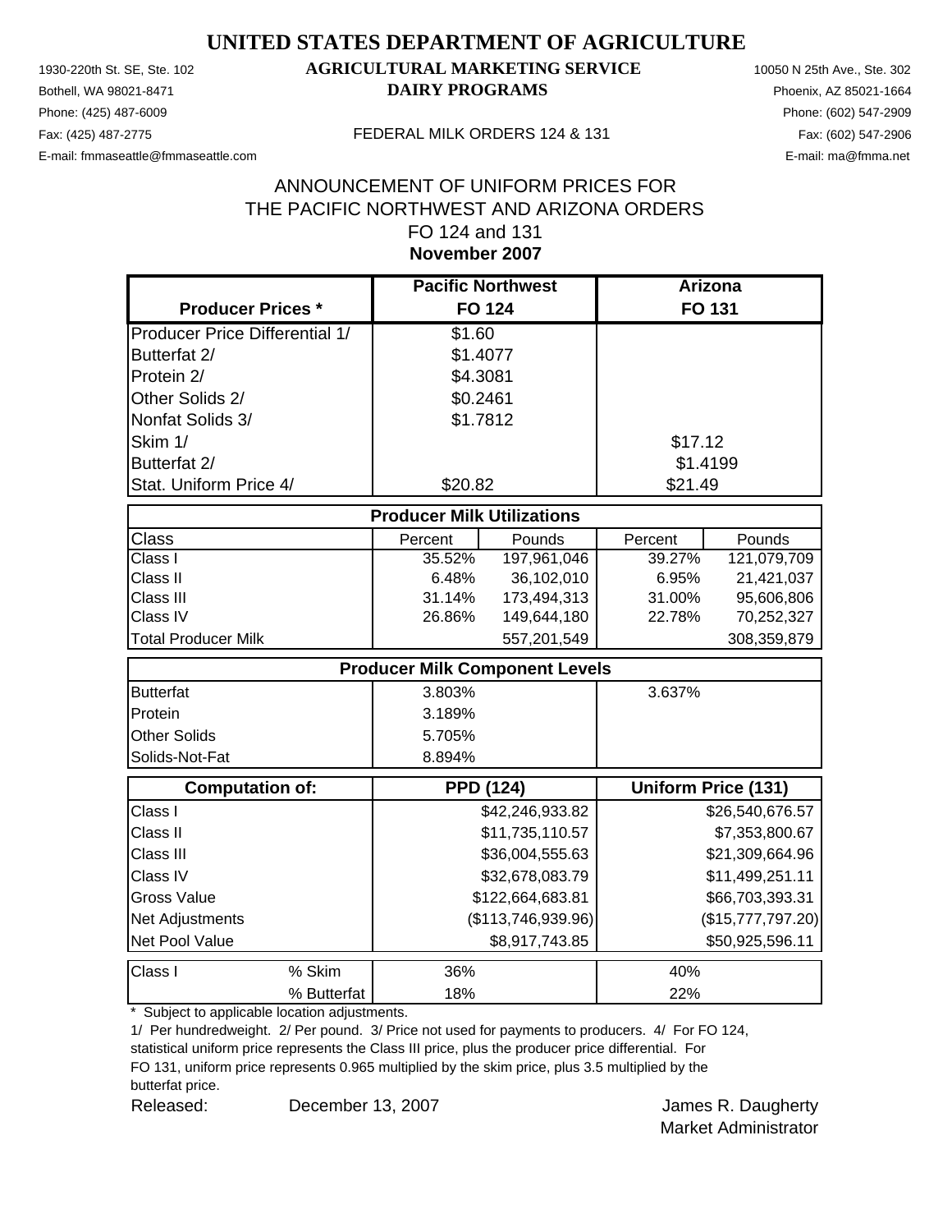# UNITED STATES DEPARTMENT OF AGRICULTURE

## AGRICULTURAL MARKETING SERVICE
## DAIRY PROGRAMS

1930-220th St. SE, Ste. 102
Bothell, WA 98021-8471
Phone: (425) 487-6009
Fax: (425) 487-2775
E-mail: fmmaseattle@fmmaseattle.com

10050 N 25th Ave., Ste. 302
Phoenix, AZ 85021-1664
Phone: (602) 547-2909
Fax: (602) 547-2906
E-mail: ma@fmma.net

FEDERAL MILK ORDERS 124 & 131

ANNOUNCEMENT OF UNIFORM PRICES FOR
THE PACIFIC NORTHWEST AND ARIZONA ORDERS
FO 124 and 131
**November 2007**

| Producer Prices * | Pacific Northwest FO 124 | | Arizona FO 131 | |
|---|---|---|---|---|
| Producer Price Differential 1/ | $1.60 | | | |
| Butterfat 2/ | $1.4077 | | | |
| Protein 2/ | $4.3081 | | | |
| Other Solids 2/ | $0.2461 | | | |
| Nonfat Solids 3/ | $1.7812 | | | |
| Skim 1/ | | | $17.12 | |
| Butterfat 2/ | | | $1.4199 | |
| Stat. Uniform Price 4/ | $20.82 | | $21.49 | |
| **Producer Milk Utilizations** | | | | |
| Class | Percent | Pounds | Percent | Pounds |
| Class I | 35.52% | 197,961,046 | 39.27% | 121,079,709 |
| Class II | 6.48% | 36,102,010 | 6.95% | 21,421,037 |
| Class III | 31.14% | 173,494,313 | 31.00% | 95,606,806 |
| Class IV | 26.86% | 149,644,180 | 22.78% | 70,252,327 |
| Total Producer Milk | | 557,201,549 | | 308,359,879 |
| **Producer Milk Component Levels** | | | | |
| Butterfat | 3.803% | | 3.637% | |
| Protein | 3.189% | | | |
| Other Solids | 5.705% | | | |
| Solids-Not-Fat | 8.894% | | | |
| **Computation of:** | **PPD (124)** | | **Uniform Price (131)** | |
| Class I | | $42,246,933.82 | | $26,540,676.57 |
| Class II | | $11,735,110.57 | | $7,353,800.67 |
| Class III | | $36,004,555.63 | | $21,309,664.96 |
| Class IV | | $32,678,083.79 | | $11,499,251.11 |
| Gross Value | | $122,664,683.81 | | $66,703,393.31 |
| Net Adjustments | | ($113,746,939.96) | | ($15,777,797.20) |
| Net Pool Value | | $8,917,743.85 | | $50,925,596.11 |
| Class I % Skim | 36% | | 40% | |
| Class I % Butterfat | 18% | | 22% | |

\* Subject to applicable location adjustments.

1/ Per hundredweight. 2/ Per pound. 3/ Price not used for payments to producers. 4/ For FO 124, statistical uniform price represents the Class III price, plus the producer price differential. For FO 131, uniform price represents 0.965 multiplied by the skim price, plus 3.5 multiplied by the butterfat price.

Released: December 13, 2007

James R. Daugherty
Market Administrator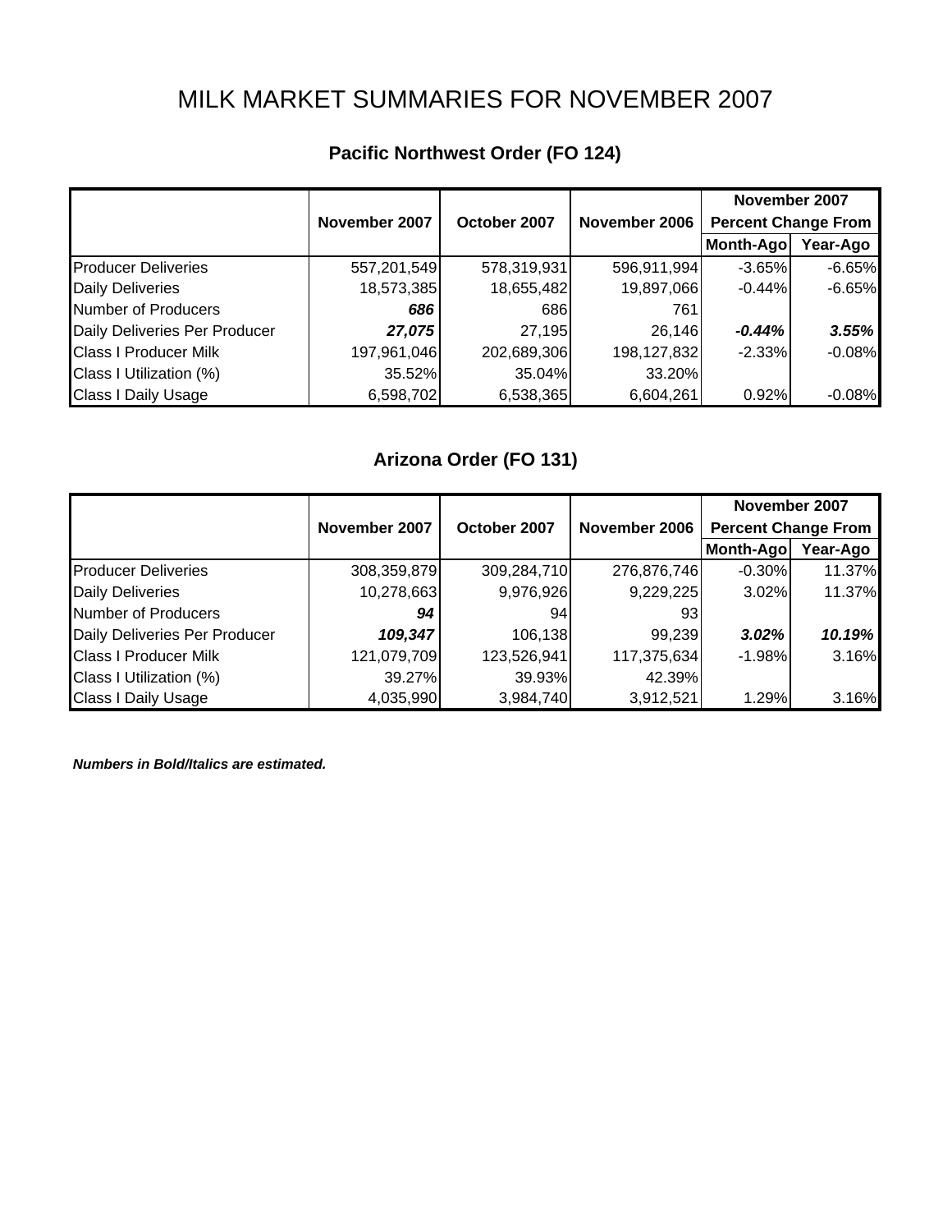# MILK MARKET SUMMARIES FOR NOVEMBER 2007

## Pacific Northwest Order (FO 124)

| | November 2007 | October 2007 | November 2006 | November 2007 Percent Change From | |
|---|---|---|---|---|---|
| | | | | Month-Ago | Year-Ago |
| Producer Deliveries | 557,201,549 | 578,319,931 | 596,911,994 | -3.65% | -6.65% |
| Daily Deliveries | 18,573,385 | 18,655,482 | 19,897,066 | -0.44% | -6.65% |
| Number of Producers | ***686*** | 686 | 761 | | |
| Daily Deliveries Per Producer | ***27,075*** | 27,195 | 26,146 | ***-0.44%*** | ***3.55%*** |
| Class I Producer Milk | 197,961,046 | 202,689,306 | 198,127,832 | -2.33% | -0.08% |
| Class I Utilization (%) | 35.52% | 35.04% | 33.20% | | |
| Class I Daily Usage | 6,598,702 | 6,538,365 | 6,604,261 | 0.92% | -0.08% |

## Arizona Order (FO 131)

| | November 2007 | October 2007 | November 2006 | November 2007 Percent Change From | |
|---|---|---|---|---|---|
| | | | | Month-Ago | Year-Ago |
| Producer Deliveries | 308,359,879 | 309,284,710 | 276,876,746 | -0.30% | 11.37% |
| Daily Deliveries | 10,278,663 | 9,976,926 | 9,229,225 | 3.02% | 11.37% |
| Number of Producers | ***94*** | 94 | 93 | | |
| Daily Deliveries Per Producer | ***109,347*** | 106,138 | 99,239 | ***3.02%*** | ***10.19%*** |
| Class I Producer Milk | 121,079,709 | 123,526,941 | 117,375,634 | -1.98% | 3.16% |
| Class I Utilization (%) | 39.27% | 39.93% | 42.39% | | |
| Class I Daily Usage | 4,035,990 | 3,984,740 | 3,912,521 | 1.29% | 3.16% |

***Numbers in Bold/Italics are estimated.***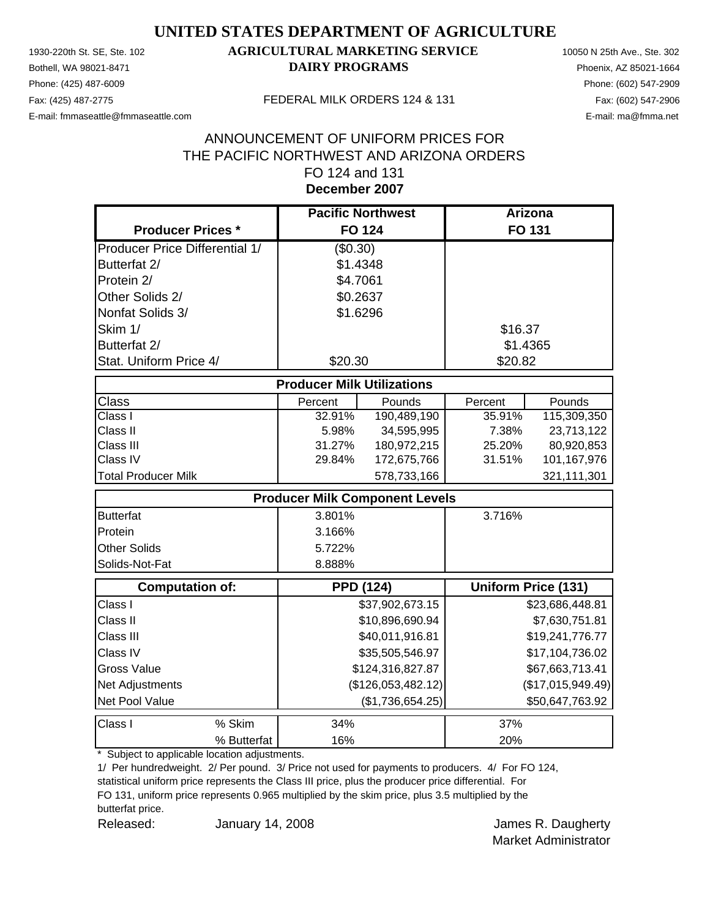# UNITED STATES DEPARTMENT OF AGRICULTURE

## AGRICULTURAL MARKETING SERVICE
## DAIRY PROGRAMS

1930-220th St. SE, Ste. 102
Bothell, WA 98021-8471
Phone: (425) 487-6009
Fax: (425) 487-2775
E-mail: fmmaseattle@fmmaseattle.com

10050 N 25th Ave., Ste. 302
Phoenix, AZ 85021-1664
Phone: (602) 547-2909
Fax: (602) 547-2906
E-mail: ma@fmma.net

FEDERAL MILK ORDERS 124 & 131

ANNOUNCEMENT OF UNIFORM PRICES FOR
THE PACIFIC NORTHWEST AND ARIZONA ORDERS
FO 124 and 131
**December 2007**

| Producer Prices * | Pacific Northwest FO 124 | | Arizona FO 131 | |
|---|---|---|---|---|
| Producer Price Differential 1/ | ($0.30) | | | |
| Butterfat 2/ | $1.4348 | | | |
| Protein 2/ | $4.7061 | | | |
| Other Solids 2/ | $0.2637 | | | |
| Nonfat Solids 3/ | $1.6296 | | | |
| Skim 1/ | | | $16.37 | |
| Butterfat 2/ | | | $1.4365 | |
| Stat. Uniform Price 4/ | $20.30 | | $20.82 | |
| **Producer Milk Utilizations** | | | | |
| Class | Percent | Pounds | Percent | Pounds |
| Class I | 32.91% | 190,489,190 | 35.91% | 115,309,350 |
| Class II | 5.98% | 34,595,995 | 7.38% | 23,713,122 |
| Class III | 31.27% | 180,972,215 | 25.20% | 80,920,853 |
| Class IV | 29.84% | 172,675,766 | 31.51% | 101,167,976 |
| Total Producer Milk | | 578,733,166 | | 321,111,301 |
| **Producer Milk Component Levels** | | | | |
| Butterfat | 3.801% | | 3.716% | |
| Protein | 3.166% | | | |
| Other Solids | 5.722% | | | |
| Solids-Not-Fat | 8.888% | | | |
| **Computation of:** | **PPD (124)** | | **Uniform Price (131)** | |
| Class I | | $37,902,673.15 | | $23,686,448.81 |
| Class II | | $10,896,690.94 | | $7,630,751.81 |
| Class III | | $40,011,916.81 | | $19,241,776.77 |
| Class IV | | $35,505,546.97 | | $17,104,736.02 |
| Gross Value | | $124,316,827.87 | | $67,663,713.41 |
| Net Adjustments | | ($126,053,482.12) | | ($17,015,949.49) |
| Net Pool Value | | ($1,736,654.25) | | $50,647,763.92 |
| Class I % Skim | 34% | | 37% | |
| Class I % Butterfat | 16% | | 20% | |

\* Subject to applicable location adjustments.

1/ Per hundredweight. 2/ Per pound. 3/ Price not used for payments to producers. 4/ For FO 124, statistical uniform price represents the Class III price, plus the producer price differential. For FO 131, uniform price represents 0.965 multiplied by the skim price, plus 3.5 multiplied by the butterfat price.

Released: January 14, 2008

James R. Daugherty
Market Administrator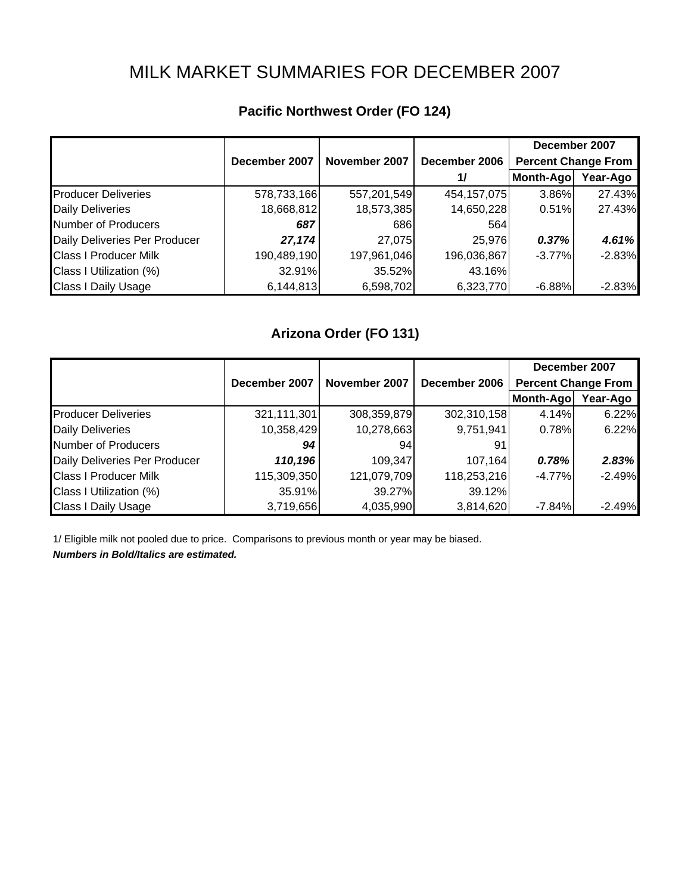# MILK MARKET SUMMARIES FOR DECEMBER 2007

## Pacific Northwest Order (FO 124)

| | December 2007 | November 2007 | December 2006 1/ | December 2007 Percent Change From Month-Ago | Year-Ago |
|---|---|---|---|---|---|
| Producer Deliveries | 578,733,166 | 557,201,549 | 454,157,075 | 3.86% | 27.43% |
| Daily Deliveries | 18,668,812 | 18,573,385 | 14,650,228 | 0.51% | 27.43% |
| Number of Producers | ***687*** | 686 | 564 | | |
| Daily Deliveries Per Producer | ***27,174*** | 27,075 | 25,976 | ***0.37%*** | ***4.61%*** |
| Class I Producer Milk | 190,489,190 | 197,961,046 | 196,036,867 | -3.77% | -2.83% |
| Class I Utilization (%) | 32.91% | 35.52% | 43.16% | | |
| Class I Daily Usage | 6,144,813 | 6,598,702 | 6,323,770 | -6.88% | -2.83% |

## Arizona Order (FO 131)

| | December 2007 | November 2007 | December 2006 | December 2007 Percent Change From Month-Ago | Year-Ago |
|---|---|---|---|---|---|
| Producer Deliveries | 321,111,301 | 308,359,879 | 302,310,158 | 4.14% | 6.22% |
| Daily Deliveries | 10,358,429 | 10,278,663 | 9,751,941 | 0.78% | 6.22% |
| Number of Producers | ***94*** | 94 | 91 | | |
| Daily Deliveries Per Producer | ***110,196*** | 109,347 | 107,164 | ***0.78%*** | ***2.83%*** |
| Class I Producer Milk | 115,309,350 | 121,079,709 | 118,253,216 | -4.77% | -2.49% |
| Class I Utilization (%) | 35.91% | 39.27% | 39.12% | | |
| Class I Daily Usage | 3,719,656 | 4,035,990 | 3,814,620 | -7.84% | -2.49% |

1/ Eligible milk not pooled due to price. Comparisons to previous month or year may be biased.

***Numbers in Bold/Italics are estimated.***